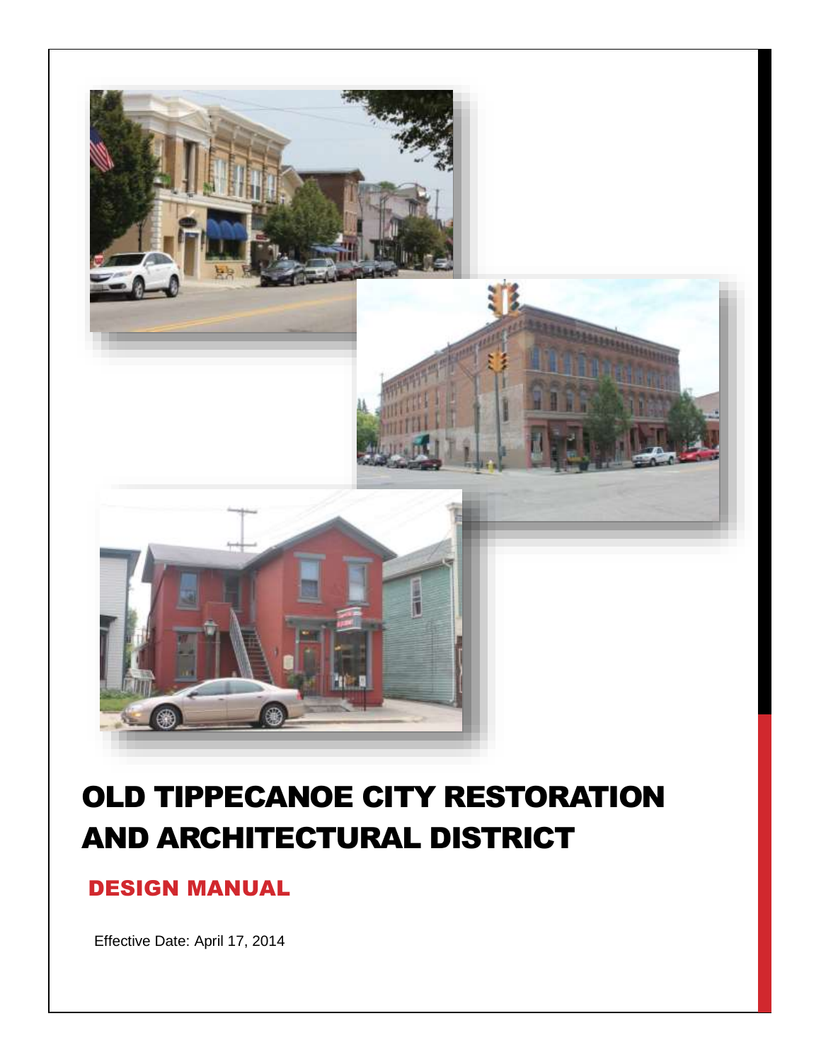# OLD TIPPECANOE CITY RESTORATION AND ARCHITECTURAL DISTRICT

## DESIGN MANUAL

Effective Date: April 17, 2014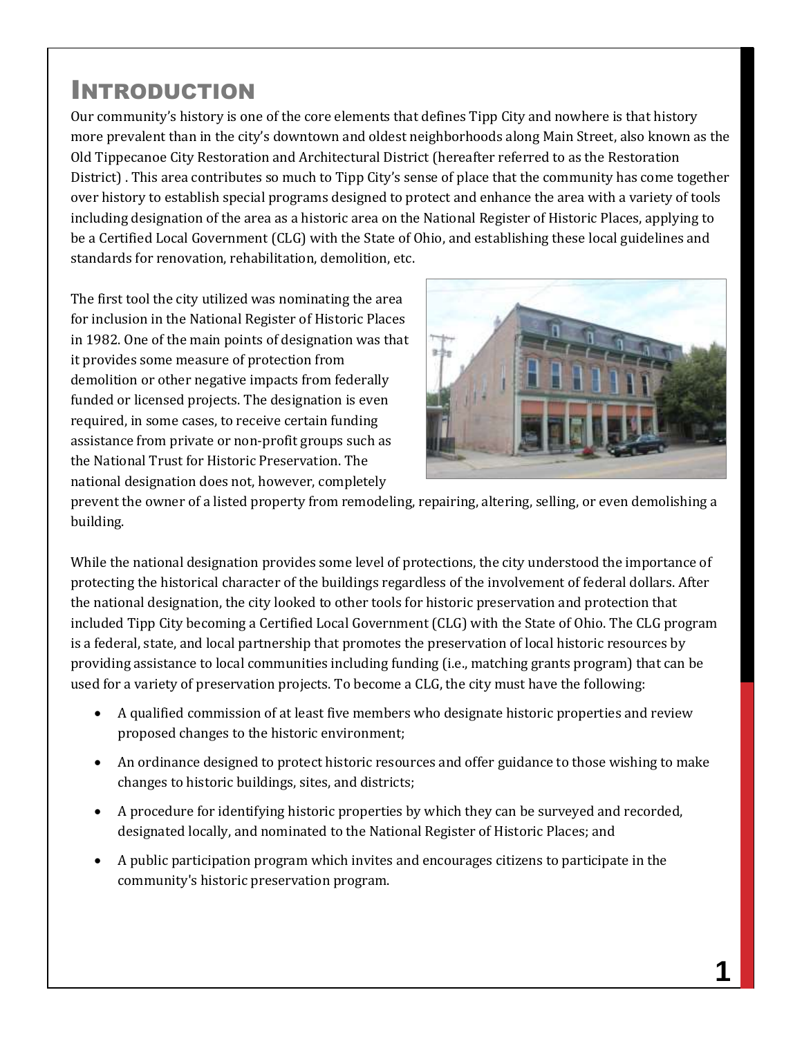# Introduction

Our community's history is one of the core elements that defines Tipp City and nowhere is that history more prevalent than in the city's downtown and oldest neighborhoods along Main Street, also known as the Old Tippecanoe City Restoration and Architectural District (hereafter referred to as the Restoration District) . This area contributes so much to Tipp City's sense of place that the community has come together over history to establish special programs designed to protect and enhance the area with a variety of tools including designation of the area as a historic area on the National Register of Historic Places, applying to be a Certified Local Government (CLG) with the State of Ohio, and establishing these local guidelines and standards for renovation, rehabilitation, demolition, etc.

The first tool the city utilized was nominating the area for inclusion in the National Register of Historic Places in 1982. One of the main points of designation was that it provides some measure of protection from demolition or other negative impacts from federally funded or licensed projects. The designation is even required, in some cases, to receive certain funding assistance from private or non-profit groups such as the National Trust for Historic Preservation. The national designation does not, however, completely prevent the owner of a listed property from remodeling, repairing, altering, selling, or even demolishing a building.

While the national designation provides some level of protections, the city understood the importance of protecting the historical character of the buildings regardless of the involvement of federal dollars. After the national designation, the city looked to other tools for historic preservation and protection that included Tipp City becoming a Certified Local Government (CLG) with the State of Ohio. The CLG program is a federal, state, and local partnership that promotes the preservation of local historic resources by providing assistance to local communities including funding (i.e., matching grants program) that can be used for a variety of preservation projects. To become a CLG, the city must have the following:

- A qualified commission of at least five members who designate historic properties and review proposed changes to the historic environment;
- An ordinance designed to protect historic resources and offer guidance to those wishing to make changes to historic buildings, sites, and districts;
- A procedure for identifying historic properties by which they can be surveyed and recorded, designated locally, and nominated to the National Register of Historic Places; and
- A public participation program which invites and encourages citizens to participate in the community's historic preservation program.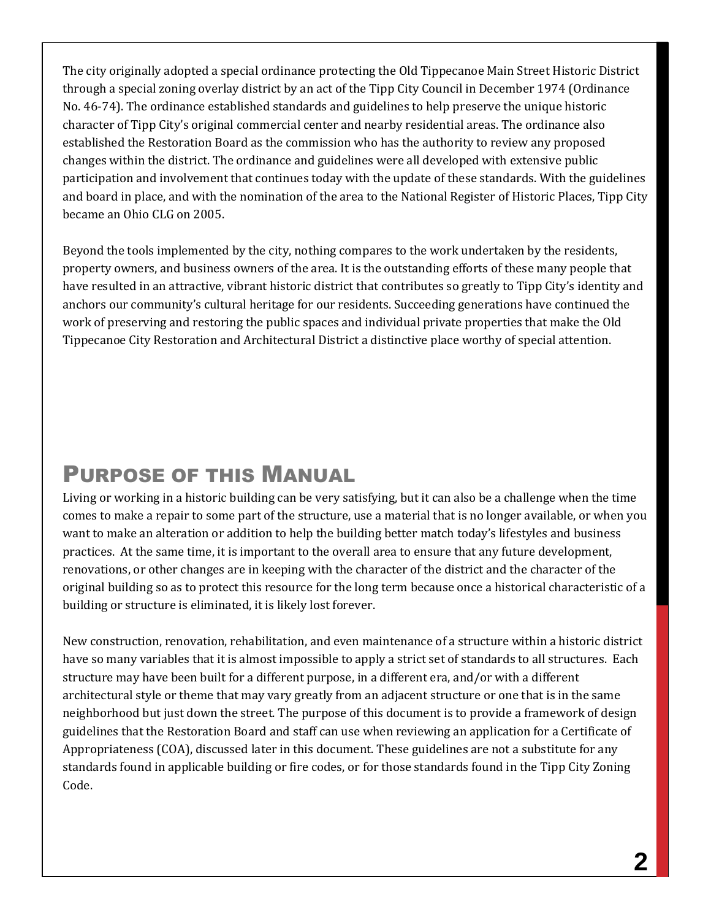The city originally adopted a special ordinance protecting the Old Tippecanoe Main Street Historic District through a special zoning overlay district by an act of the Tipp City Council in December 1974 (Ordinance No. 46-74). The ordinance established standards and guidelines to help preserve the unique historic character of Tipp City's original commercial center and nearby residential areas. The ordinance also established the Restoration Board as the commission who has the authority to review any proposed changes within the district. The ordinance and guidelines were all developed with extensive public participation and involvement that continues today with the update of these standards. With the guidelines and board in place, and with the nomination of the area to the National Register of Historic Places, Tipp City became an Ohio CLG on 2005.

Beyond the tools implemented by the city, nothing compares to the work undertaken by the residents, property owners, and business owners of the area. It is the outstanding efforts of these many people that have resulted in an attractive, vibrant historic district that contributes so greatly to Tipp City's identity and anchors our community's cultural heritage for our residents. Succeeding generations have continued the work of preserving and restoring the public spaces and individual private properties that make the Old Tippecanoe City Restoration and Architectural District a distinctive place worthy of special attention.

## Purpose of this Manual

Living or working in a historic building can be very satisfying, but it can also be a challenge when the time comes to make a repair to some part of the structure, use a material that is no longer available, or when you want to make an alteration or addition to help the building better match today's lifestyles and business practices. At the same time, it is important to the overall area to ensure that any future development, renovations, or other changes are in keeping with the character of the district and the character of the original building so as to protect this resource for the long term because once a historical characteristic of a building or structure is eliminated, it is likely lost forever.

New construction, renovation, rehabilitation, and even maintenance of a structure within a historic district have so many variables that it is almost impossible to apply a strict set of standards to all structures. Each structure may have been built for a different purpose, in a different era, and/or with a different architectural style or theme that may vary greatly from an adjacent structure or one that is in the same neighborhood but just down the street. The purpose of this document is to provide a framework of design guidelines that the Restoration Board and staff can use when reviewing an application for a Certificate of Appropriateness (COA), discussed later in this document. These guidelines are not a substitute for any standards found in applicable building or fire codes, or for those standards found in the Tipp City Zoning Code.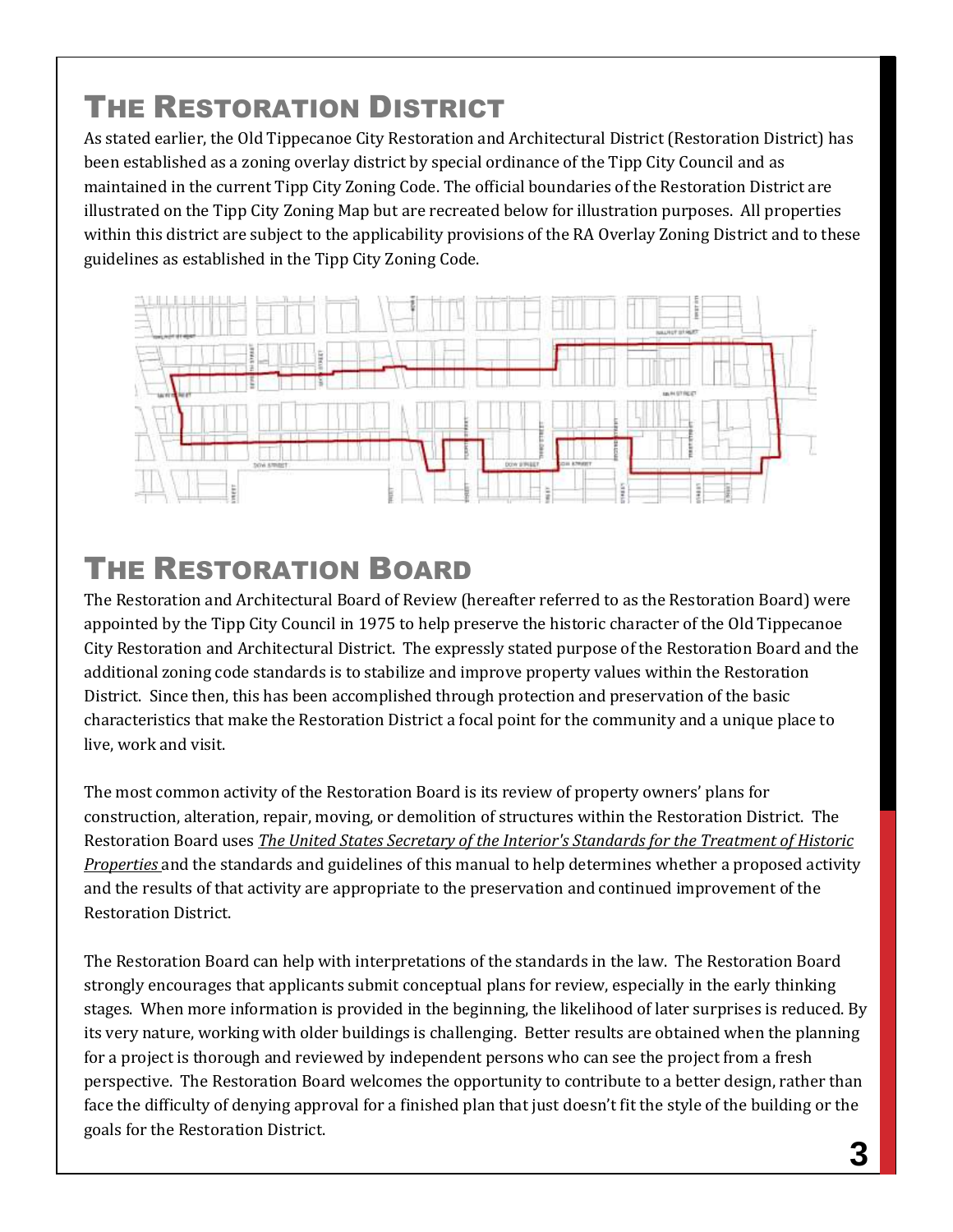# The Restoration District

As stated earlier, the Old Tippecanoe City Restoration and Architectural District (Restoration District) has been established as a zoning overlay district by special ordinance of the Tipp City Council and as maintained in the current Tipp City Zoning Code. The official boundaries of the Restoration District are illustrated on the Tipp City Zoning Map but are recreated below for illustration purposes. All properties within this district are subject to the applicability provisions of the RA Overlay Zoning District and to these guidelines as established in the Tipp City Zoning Code.

# The Restoration Board

The Restoration and Architectural Board of Review (hereafter referred to as the Restoration Board) were appointed by the Tipp City Council in 1975 to help preserve the historic character of the Old Tippecanoe City Restoration and Architectural District. The expressly stated purpose of the Restoration Board and the additional zoning code standards is to stabilize and improve property values within the Restoration District. Since then, this has been accomplished through protection and preservation of the basic characteristics that make the Restoration District a focal point for the community and a unique place to live, work and visit.

The most common activity of the Restoration Board is its review of property owners' plans for construction, alteration, repair, moving, or demolition of structures within the Restoration District. The Restoration Board uses *The United States Secretary of the Interior's Standards for the Treatment of Historic Properties* and the standards and guidelines of this manual to help determines whether a proposed activity and the results of that activity are appropriate to the preservation and continued improvement of the Restoration District.

The Restoration Board can help with interpretations of the standards in the law. The Restoration Board strongly encourages that applicants submit conceptual plans for review, especially in the early thinking stages. When more information is provided in the beginning, the likelihood of later surprises is reduced. By its very nature, working with older buildings is challenging. Better results are obtained when the planning for a project is thorough and reviewed by independent persons who can see the project from a fresh perspective. The Restoration Board welcomes the opportunity to contribute to a better design, rather than face the difficulty of denying approval for a finished plan that just doesn't fit the style of the building or the goals for the Restoration District.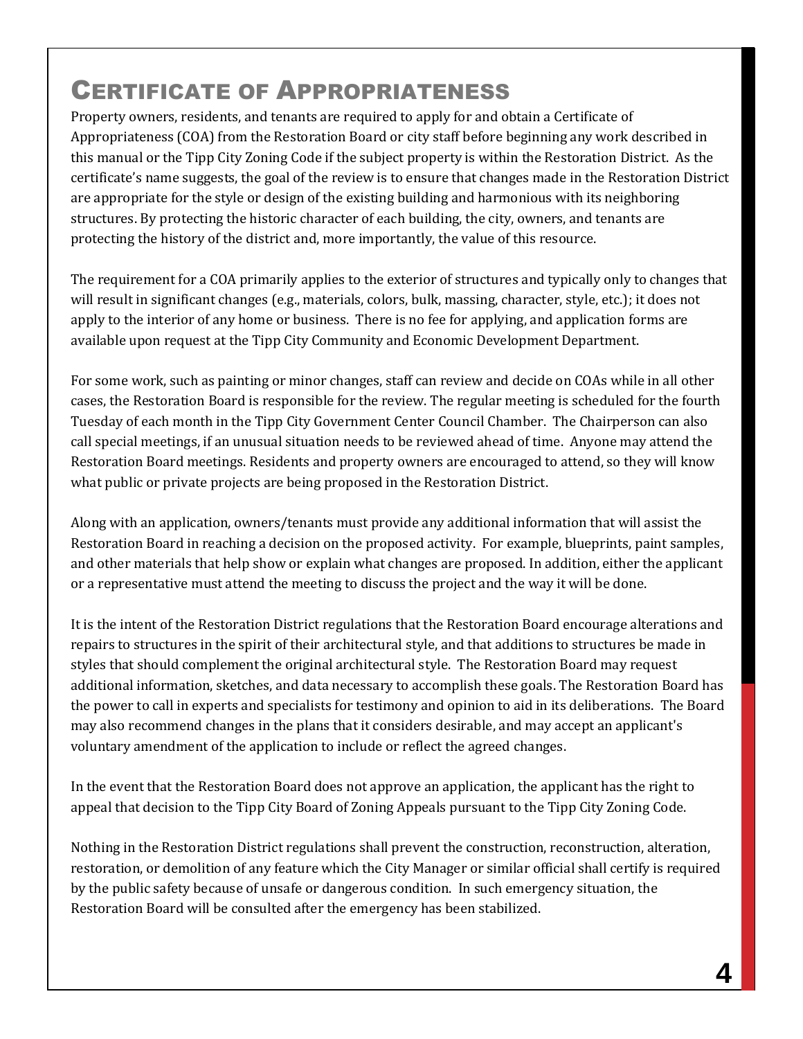# Certificate of Appropriateness

Property owners, residents, and tenants are required to apply for and obtain a Certificate of Appropriateness (COA) from the Restoration Board or city staff before beginning any work described in this manual or the Tipp City Zoning Code if the subject property is within the Restoration District. As the certificate's name suggests, the goal of the review is to ensure that changes made in the Restoration District are appropriate for the style or design of the existing building and harmonious with its neighboring structures. By protecting the historic character of each building, the city, owners, and tenants are protecting the history of the district and, more importantly, the value of this resource.

The requirement for a COA primarily applies to the exterior of structures and typically only to changes that will result in significant changes (e.g., materials, colors, bulk, massing, character, style, etc.); it does not apply to the interior of any home or business. There is no fee for applying, and application forms are available upon request at the Tipp City Community and Economic Development Department.

For some work, such as painting or minor changes, staff can review and decide on COAs while in all other cases, the Restoration Board is responsible for the review. The regular meeting is scheduled for the fourth Tuesday of each month in the Tipp City Government Center Council Chamber. The Chairperson can also call special meetings, if an unusual situation needs to be reviewed ahead of time. Anyone may attend the Restoration Board meetings. Residents and property owners are encouraged to attend, so they will know what public or private projects are being proposed in the Restoration District.

Along with an application, owners/tenants must provide any additional information that will assist the Restoration Board in reaching a decision on the proposed activity. For example, blueprints, paint samples, and other materials that help show or explain what changes are proposed. In addition, either the applicant or a representative must attend the meeting to discuss the project and the way it will be done.

It is the intent of the Restoration District regulations that the Restoration Board encourage alterations and repairs to structures in the spirit of their architectural style, and that additions to structures be made in styles that should complement the original architectural style. The Restoration Board may request additional information, sketches, and data necessary to accomplish these goals. The Restoration Board has the power to call in experts and specialists for testimony and opinion to aid in its deliberations. The Board may also recommend changes in the plans that it considers desirable, and may accept an applicant's voluntary amendment of the application to include or reflect the agreed changes.

In the event that the Restoration Board does not approve an application, the applicant has the right to appeal that decision to the Tipp City Board of Zoning Appeals pursuant to the Tipp City Zoning Code.

Nothing in the Restoration District regulations shall prevent the construction, reconstruction, alteration, restoration, or demolition of any feature which the City Manager or similar official shall certify is required by the public safety because of unsafe or dangerous condition. In such emergency situation, the Restoration Board will be consulted after the emergency has been stabilized.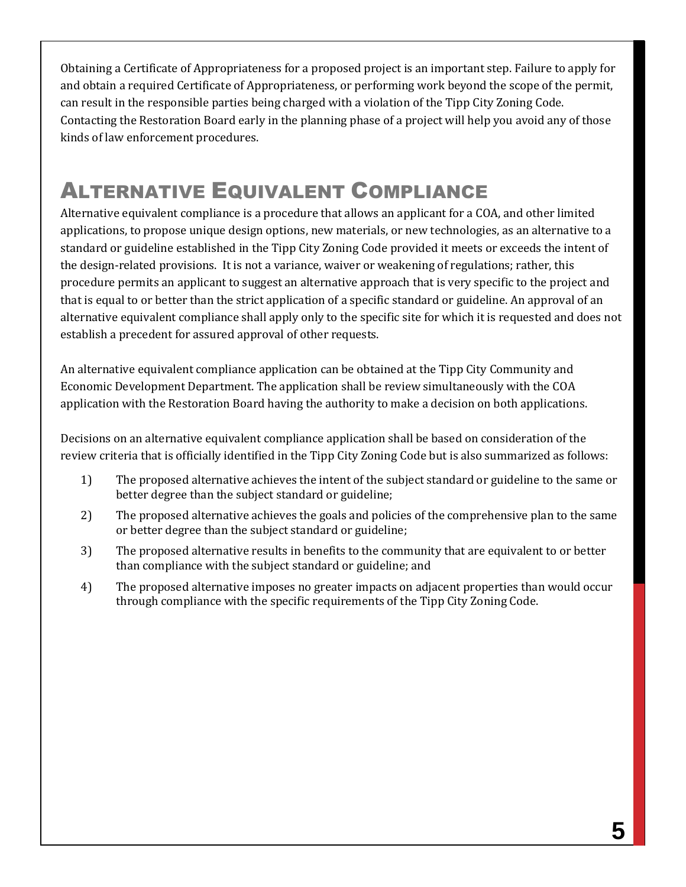Obtaining a Certificate of Appropriateness for a proposed project is an important step. Failure to apply for and obtain a required Certificate of Appropriateness, or performing work beyond the scope of the permit, can result in the responsible parties being charged with a violation of the Tipp City Zoning Code. Contacting the Restoration Board early in the planning phase of a project will help you avoid any of those kinds of law enforcement procedures.

## Alternative Equivalent Compliance

Alternative equivalent compliance is a procedure that allows an applicant for a COA, and other limited applications, to propose unique design options, new materials, or new technologies, as an alternative to a standard or guideline established in the Tipp City Zoning Code provided it meets or exceeds the intent of the design-related provisions. It is not a variance, waiver or weakening of regulations; rather, this procedure permits an applicant to suggest an alternative approach that is very specific to the project and that is equal to or better than the strict application of a specific standard or guideline. An approval of an alternative equivalent compliance shall apply only to the specific site for which it is requested and does not establish a precedent for assured approval of other requests.

An alternative equivalent compliance application can be obtained at the Tipp City Community and Economic Development Department. The application shall be review simultaneously with the COA application with the Restoration Board having the authority to make a decision on both applications.

Decisions on an alternative equivalent compliance application shall be based on consideration of the review criteria that is officially identified in the Tipp City Zoning Code but is also summarized as follows:

1) The proposed alternative achieves the intent of the subject standard or guideline to the same or better degree than the subject standard or guideline;
2) The proposed alternative achieves the goals and policies of the comprehensive plan to the same or better degree than the subject standard or guideline;
3) The proposed alternative results in benefits to the community that are equivalent to or better than compliance with the subject standard or guideline; and
4) The proposed alternative imposes no greater impacts on adjacent properties than would occur through compliance with the specific requirements of the Tipp City Zoning Code.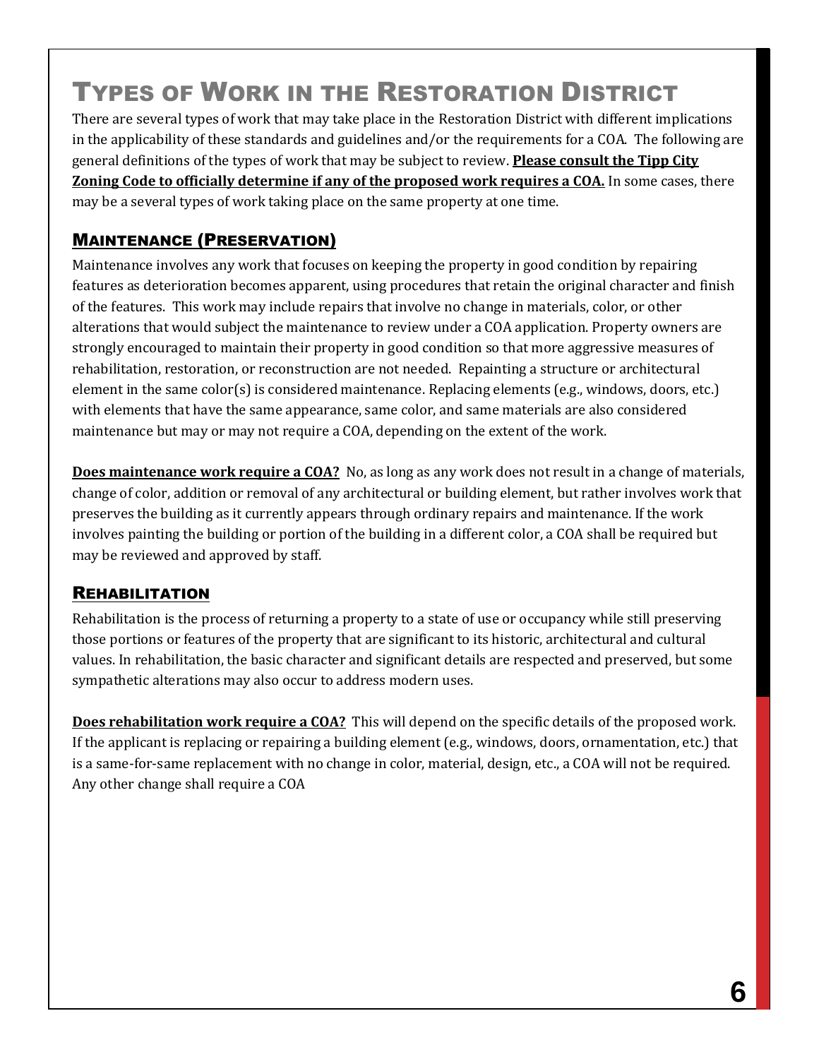# Types of Work in the Restoration District

There are several types of work that may take place in the Restoration District with different implications in the applicability of these standards and guidelines and/or the requirements for a COA. The following are general definitions of the types of work that may be subject to review. **Please consult the Tipp City Zoning Code to officially determine if any of the proposed work requires a COA.** In some cases, there may be a several types of work taking place on the same property at one time.

## Maintenance (Preservation)

Maintenance involves any work that focuses on keeping the property in good condition by repairing features as deterioration becomes apparent, using procedures that retain the original character and finish of the features. This work may include repairs that involve no change in materials, color, or other alterations that would subject the maintenance to review under a COA application. Property owners are strongly encouraged to maintain their property in good condition so that more aggressive measures of rehabilitation, restoration, or reconstruction are not needed. Repainting a structure or architectural element in the same color(s) is considered maintenance. Replacing elements (e.g., windows, doors, etc.) with elements that have the same appearance, same color, and same materials are also considered maintenance but may or may not require a COA, depending on the extent of the work.

**Does maintenance work require a COA?** No, as long as any work does not result in a change of materials, change of color, addition or removal of any architectural or building element, but rather involves work that preserves the building as it currently appears through ordinary repairs and maintenance. If the work involves painting the building or portion of the building in a different color, a COA shall be required but may be reviewed and approved by staff.

## Rehabilitation

Rehabilitation is the process of returning a property to a state of use or occupancy while still preserving those portions or features of the property that are significant to its historic, architectural and cultural values. In rehabilitation, the basic character and significant details are respected and preserved, but some sympathetic alterations may also occur to address modern uses.

**Does rehabilitation work require a COA?** This will depend on the specific details of the proposed work. If the applicant is replacing or repairing a building element (e.g., windows, doors, ornamentation, etc.) that is a same-for-same replacement with no change in color, material, design, etc., a COA will not be required. Any other change shall require a COA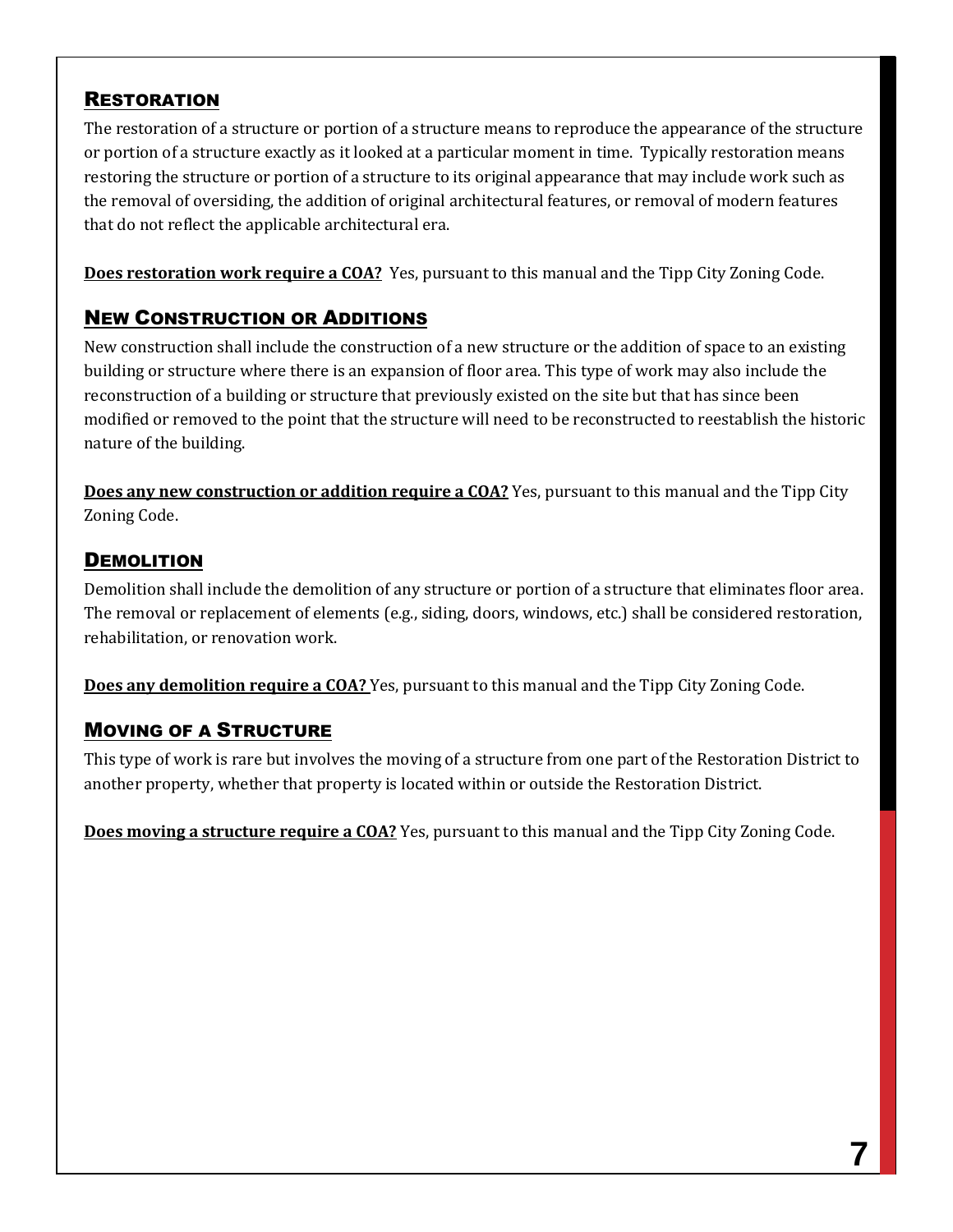## Restoration

The restoration of a structure or portion of a structure means to reproduce the appearance of the structure or portion of a structure exactly as it looked at a particular moment in time. Typically restoration means restoring the structure or portion of a structure to its original appearance that may include work such as the removal of oversiding, the addition of original architectural features, or removal of modern features that do not reflect the applicable architectural era.

**Does restoration work require a COA?** Yes, pursuant to this manual and the Tipp City Zoning Code.

## New Construction or Additions

New construction shall include the construction of a new structure or the addition of space to an existing building or structure where there is an expansion of floor area. This type of work may also include the reconstruction of a building or structure that previously existed on the site but that has since been modified or removed to the point that the structure will need to be reconstructed to reestablish the historic nature of the building.

**Does any new construction or addition require a COA?** Yes, pursuant to this manual and the Tipp City Zoning Code.

## Demolition

Demolition shall include the demolition of any structure or portion of a structure that eliminates floor area. The removal or replacement of elements (e.g., siding, doors, windows, etc.) shall be considered restoration, rehabilitation, or renovation work.

**Does any demolition require a COA?** Yes, pursuant to this manual and the Tipp City Zoning Code.

## Moving of a Structure

This type of work is rare but involves the moving of a structure from one part of the Restoration District to another property, whether that property is located within or outside the Restoration District.

**Does moving a structure require a COA?** Yes, pursuant to this manual and the Tipp City Zoning Code.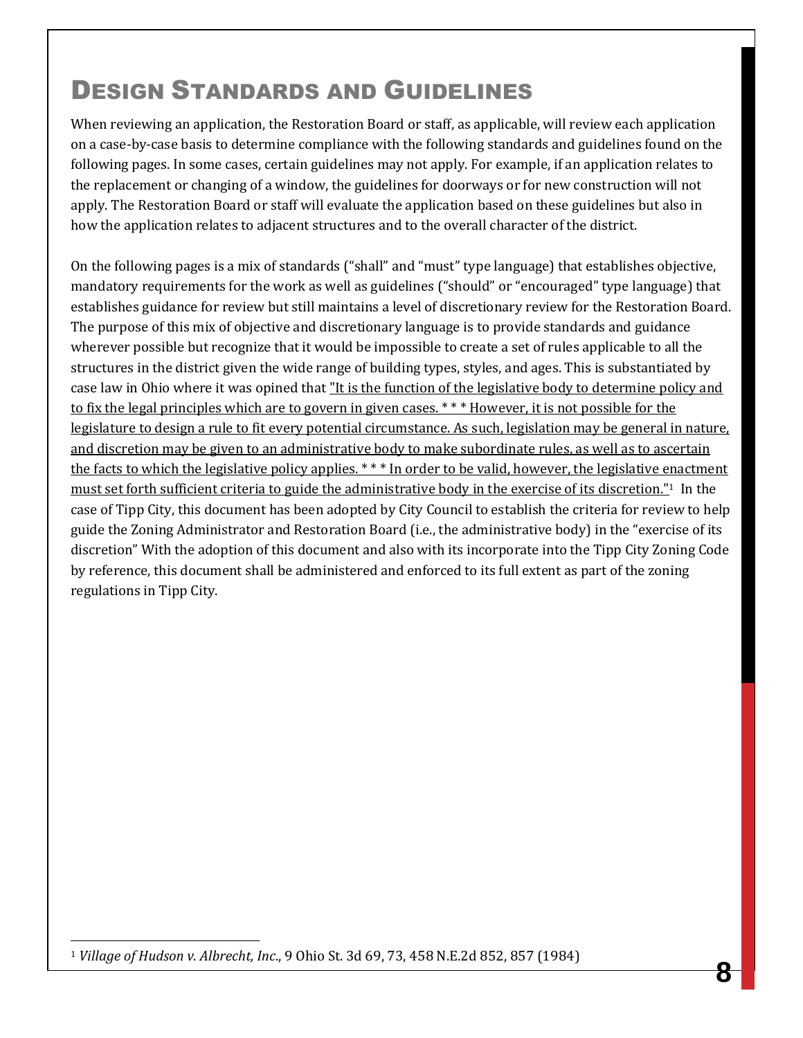# Design Standards and Guidelines

When reviewing an application, the Restoration Board or staff, as applicable, will review each application on a case-by-case basis to determine compliance with the following standards and guidelines found on the following pages. In some cases, certain guidelines may not apply. For example, if an application relates to the replacement or changing of a window, the guidelines for doorways or for new construction will not apply. The Restoration Board or staff will evaluate the application based on these guidelines but also in how the application relates to adjacent structures and to the overall character of the district.

On the following pages is a mix of standards ("shall" and "must" type language) that establishes objective, mandatory requirements for the work as well as guidelines ("should" or "encouraged" type language) that establishes guidance for review but still maintains a level of discretionary review for the Restoration Board. The purpose of this mix of objective and discretionary language is to provide standards and guidance wherever possible but recognize that it would be impossible to create a set of rules applicable to all the structures in the district given the wide range of building types, styles, and ages. This is substantiated by case law in Ohio where it was opined that "It is the function of the legislative body to determine policy and to fix the legal principles which are to govern in given cases. * * * However, it is not possible for the legislature to design a rule to fit every potential circumstance. As such, legislation may be general in nature, and discretion may be given to an administrative body to make subordinate rules, as well as to ascertain the facts to which the legislative policy applies. * * * In order to be valid, however, the legislative enactment must set forth sufficient criteria to guide the administrative body in the exercise of its discretion."[1] In the case of Tipp City, this document has been adopted by City Council to establish the criteria for review to help guide the Zoning Administrator and Restoration Board (i.e., the administrative body) in the "exercise of its discretion" With the adoption of this document and also with its incorporate into the Tipp City Zoning Code by reference, this document shall be administered and enforced to its full extent as part of the zoning regulations in Tipp City.

---

[1] *Village of Hudson v. Albrecht, Inc.*, 9 Ohio St. 3d 69, 73, 458 N.E.2d 852, 857 (1984)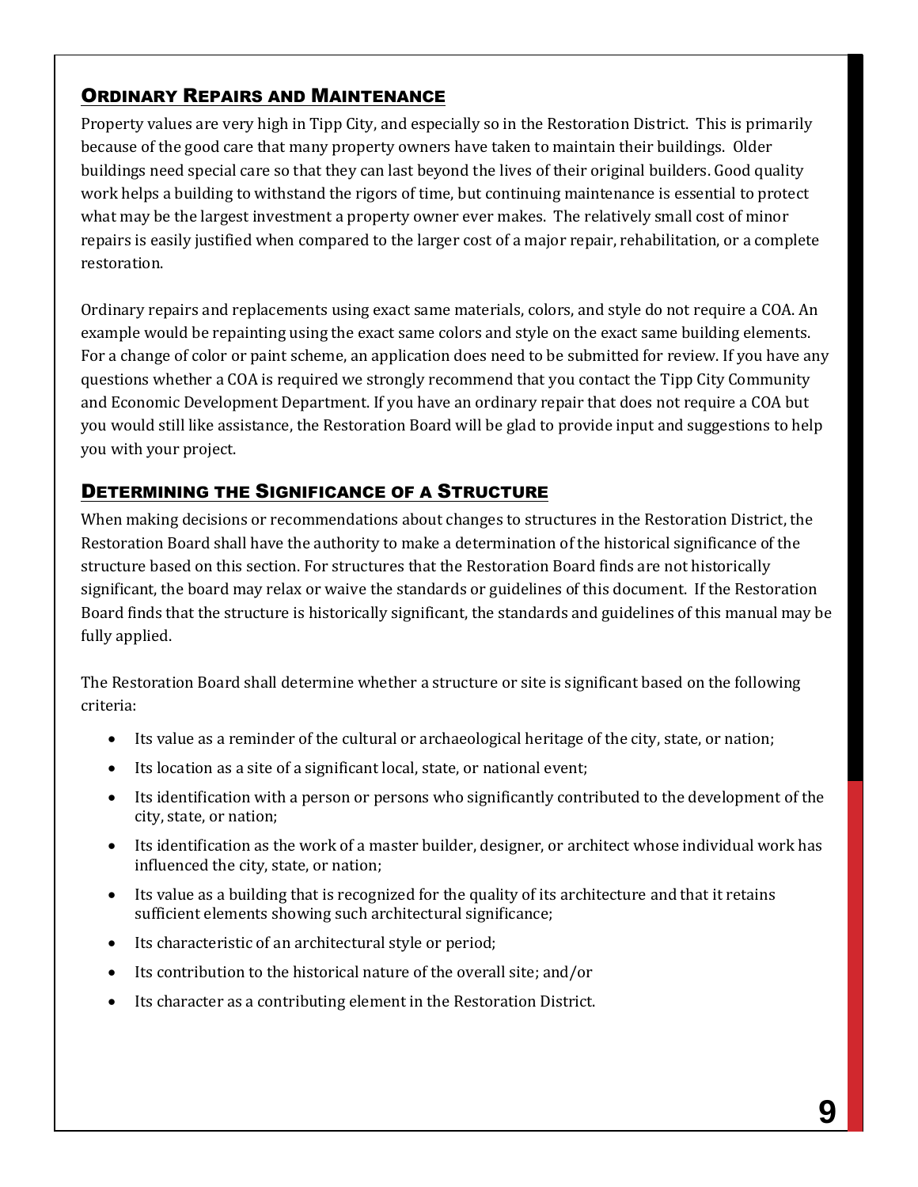## Ordinary Repairs and Maintenance

Property values are very high in Tipp City, and especially so in the Restoration District. This is primarily because of the good care that many property owners have taken to maintain their buildings. Older buildings need special care so that they can last beyond the lives of their original builders. Good quality work helps a building to withstand the rigors of time, but continuing maintenance is essential to protect what may be the largest investment a property owner ever makes. The relatively small cost of minor repairs is easily justified when compared to the larger cost of a major repair, rehabilitation, or a complete restoration.

Ordinary repairs and replacements using exact same materials, colors, and style do not require a COA. An example would be repainting using the exact same colors and style on the exact same building elements. For a change of color or paint scheme, an application does need to be submitted for review. If you have any questions whether a COA is required we strongly recommend that you contact the Tipp City Community and Economic Development Department. If you have an ordinary repair that does not require a COA but you would still like assistance, the Restoration Board will be glad to provide input and suggestions to help you with your project.

## Determining the Significance of a Structure

When making decisions or recommendations about changes to structures in the Restoration District, the Restoration Board shall have the authority to make a determination of the historical significance of the structure based on this section. For structures that the Restoration Board finds are not historically significant, the board may relax or waive the standards or guidelines of this document. If the Restoration Board finds that the structure is historically significant, the standards and guidelines of this manual may be fully applied.

The Restoration Board shall determine whether a structure or site is significant based on the following criteria:

- Its value as a reminder of the cultural or archaeological heritage of the city, state, or nation;
- Its location as a site of a significant local, state, or national event;
- Its identification with a person or persons who significantly contributed to the development of the city, state, or nation;
- Its identification as the work of a master builder, designer, or architect whose individual work has influenced the city, state, or nation;
- Its value as a building that is recognized for the quality of its architecture and that it retains sufficient elements showing such architectural significance;
- Its characteristic of an architectural style or period;
- Its contribution to the historical nature of the overall site; and/or
- Its character as a contributing element in the Restoration District.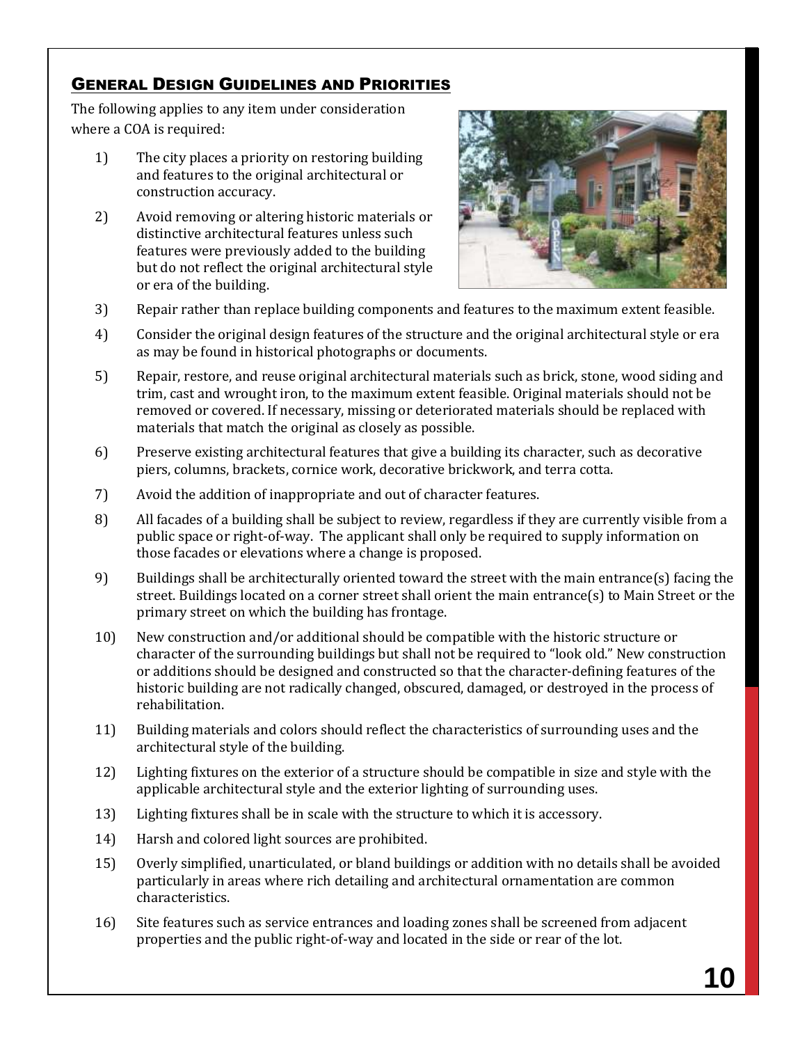## General Design Guidelines and Priorities

The following applies to any item under consideration where a COA is required:

1) The city places a priority on restoring building and features to the original architectural or construction accuracy.

2) Avoid removing or altering historic materials or distinctive architectural features unless such features were previously added to the building but do not reflect the original architectural style or era of the building.

3) Repair rather than replace building components and features to the maximum extent feasible.

4) Consider the original design features of the structure and the original architectural style or era as may be found in historical photographs or documents.

5) Repair, restore, and reuse original architectural materials such as brick, stone, wood siding and trim, cast and wrought iron, to the maximum extent feasible. Original materials should not be removed or covered. If necessary, missing or deteriorated materials should be replaced with materials that match the original as closely as possible.

6) Preserve existing architectural features that give a building its character, such as decorative piers, columns, brackets, cornice work, decorative brickwork, and terra cotta.

7) Avoid the addition of inappropriate and out of character features.

8) All facades of a building shall be subject to review, regardless if they are currently visible from a public space or right-of-way. The applicant shall only be required to supply information on those facades or elevations where a change is proposed.

9) Buildings shall be architecturally oriented toward the street with the main entrance(s) facing the street. Buildings located on a corner street shall orient the main entrance(s) to Main Street or the primary street on which the building has frontage.

10) New construction and/or additional should be compatible with the historic structure or character of the surrounding buildings but shall not be required to "look old." New construction or additions should be designed and constructed so that the character-defining features of the historic building are not radically changed, obscured, damaged, or destroyed in the process of rehabilitation.

11) Building materials and colors should reflect the characteristics of surrounding uses and the architectural style of the building.

12) Lighting fixtures on the exterior of a structure should be compatible in size and style with the applicable architectural style and the exterior lighting of surrounding uses.

13) Lighting fixtures shall be in scale with the structure to which it is accessory.

14) Harsh and colored light sources are prohibited.

15) Overly simplified, unarticulated, or bland buildings or addition with no details shall be avoided particularly in areas where rich detailing and architectural ornamentation are common characteristics.

16) Site features such as service entrances and loading zones shall be screened from adjacent properties and the public right-of-way and located in the side or rear of the lot.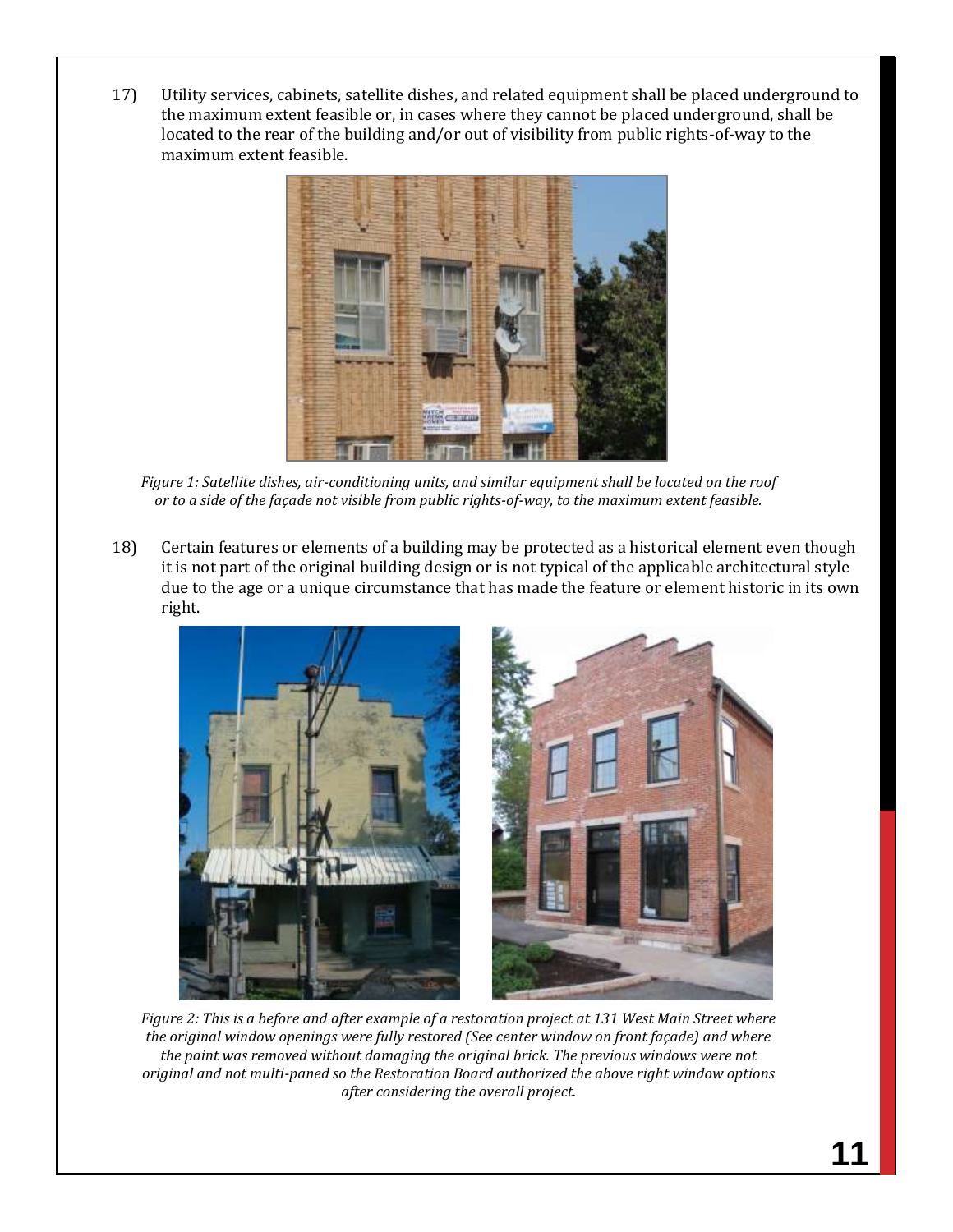17) Utility services, cabinets, satellite dishes, and related equipment shall be placed underground to the maximum extent feasible or, in cases where they cannot be placed underground, shall be located to the rear of the building and/or out of visibility from public rights-of-way to the maximum extent feasible.

*Figure 1: Satellite dishes, air-conditioning units, and similar equipment shall be located on the roof or to a side of the façade not visible from public rights-of-way, to the maximum extent feasible.*

18) Certain features or elements of a building may be protected as a historical element even though it is not part of the original building design or is not typical of the applicable architectural style due to the age or a unique circumstance that has made the feature or element historic in its own right.

*Figure 2: This is a before and after example of a restoration project at 131 West Main Street where the original window openings were fully restored (See center window on front façade) and where the paint was removed without damaging the original brick. The previous windows were not original and not multi-paned so the Restoration Board authorized the above right window options after considering the overall project.*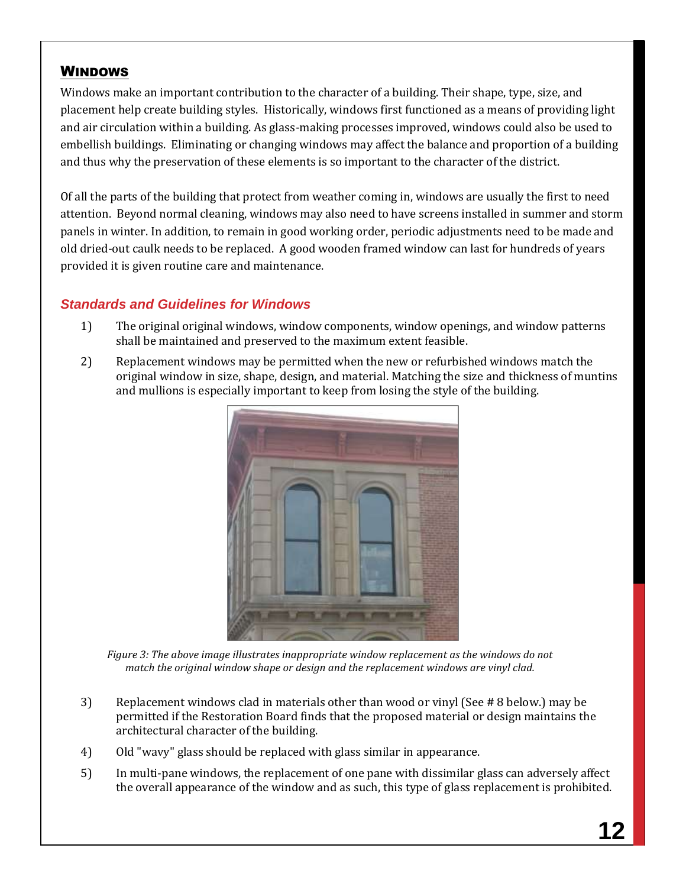## Windows

Windows make an important contribution to the character of a building. Their shape, type, size, and placement help create building styles. Historically, windows first functioned as a means of providing light and air circulation within a building. As glass-making processes improved, windows could also be used to embellish buildings. Eliminating or changing windows may affect the balance and proportion of a building and thus why the preservation of these elements is so important to the character of the district.

Of all the parts of the building that protect from weather coming in, windows are usually the first to need attention. Beyond normal cleaning, windows may also need to have screens installed in summer and storm panels in winter. In addition, to remain in good working order, periodic adjustments need to be made and old dried-out caulk needs to be replaced. A good wooden framed window can last for hundreds of years provided it is given routine care and maintenance.

### *Standards and Guidelines for Windows*

1) The original original windows, window components, window openings, and window patterns shall be maintained and preserved to the maximum extent feasible.

2) Replacement windows may be permitted when the new or refurbished windows match the original window in size, shape, design, and material. Matching the size and thickness of muntins and mullions is especially important to keep from losing the style of the building.

*Figure 3: The above image illustrates inappropriate window replacement as the windows do not match the original window shape or design and the replacement windows are vinyl clad.*

3) Replacement windows clad in materials other than wood or vinyl (See # 8 below.) may be permitted if the Restoration Board finds that the proposed material or design maintains the architectural character of the building.

4) Old "wavy" glass should be replaced with glass similar in appearance.

5) In multi-pane windows, the replacement of one pane with dissimilar glass can adversely affect the overall appearance of the window and as such, this type of glass replacement is prohibited.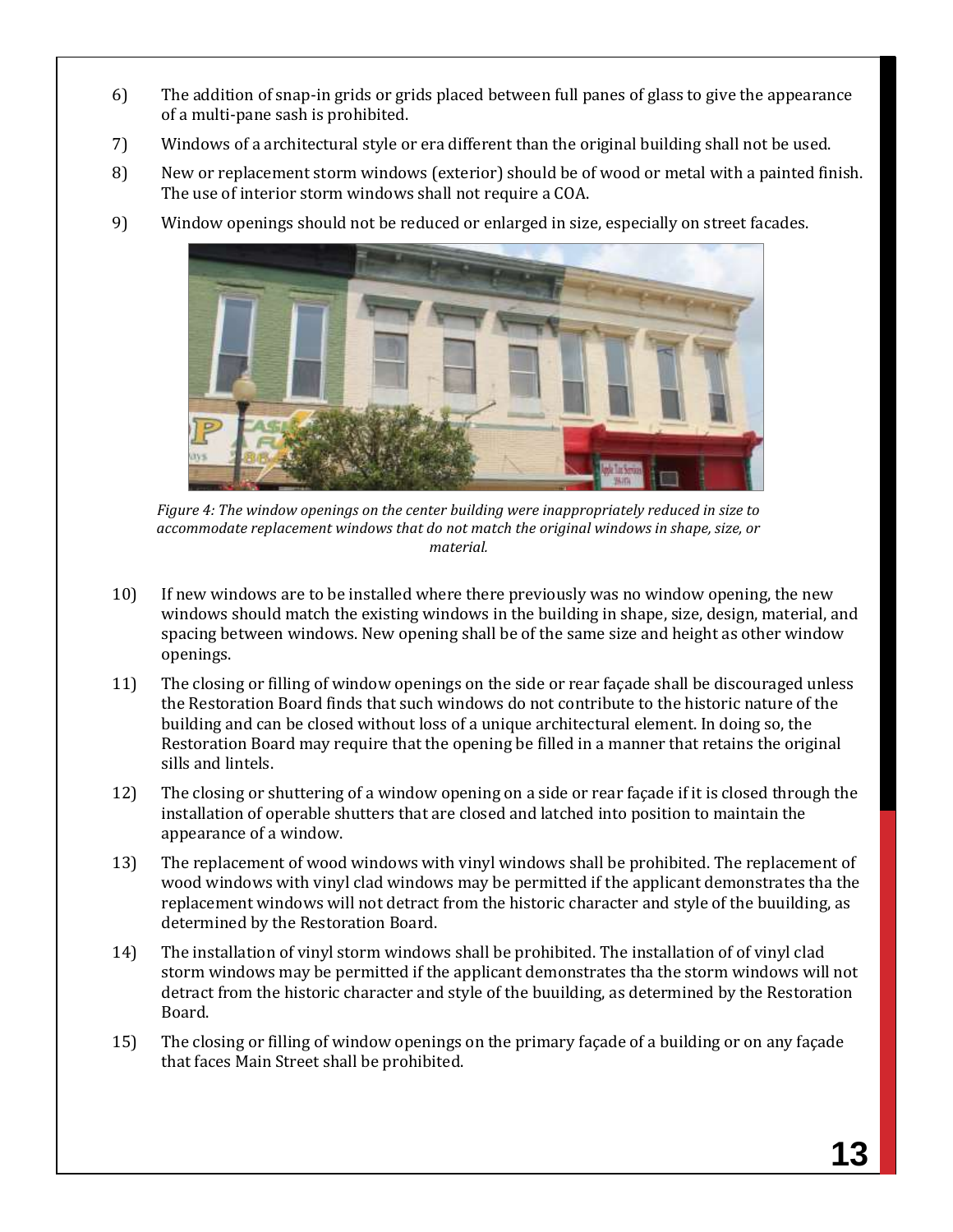6) The addition of snap-in grids or grids placed between full panes of glass to give the appearance of a multi-pane sash is prohibited.

7) Windows of a architectural style or era different than the original building shall not be used.

8) New or replacement storm windows (exterior) should be of wood or metal with a painted finish. The use of interior storm windows shall not require a COA.

9) Window openings should not be reduced or enlarged in size, especially on street facades.

*Figure 4: The window openings on the center building were inappropriately reduced in size to accommodate replacement windows that do not match the original windows in shape, size, or material.*

10) If new windows are to be installed where there previously was no window opening, the new windows should match the existing windows in the building in shape, size, design, material, and spacing between windows. New opening shall be of the same size and height as other window openings.

11) The closing or filling of window openings on the side or rear façade shall be discouraged unless the Restoration Board finds that such windows do not contribute to the historic nature of the building and can be closed without loss of a unique architectural element. In doing so, the Restoration Board may require that the opening be filled in a manner that retains the original sills and lintels.

12) The closing or shuttering of a window opening on a side or rear façade if it is closed through the installation of operable shutters that are closed and latched into position to maintain the appearance of a window.

13) The replacement of wood windows with vinyl windows shall be prohibited. The replacement of wood windows with vinyl clad windows may be permitted if the applicant demonstrates tha the replacement windows will not detract from the historic character and style of the buuilding, as determined by the Restoration Board.

14) The installation of vinyl storm windows shall be prohibited. The installation of of vinyl clad storm windows may be permitted if the applicant demonstrates tha the storm windows will not detract from the historic character and style of the buuilding, as determined by the Restoration Board.

15) The closing or filling of window openings on the primary façade of a building or on any façade that faces Main Street shall be prohibited.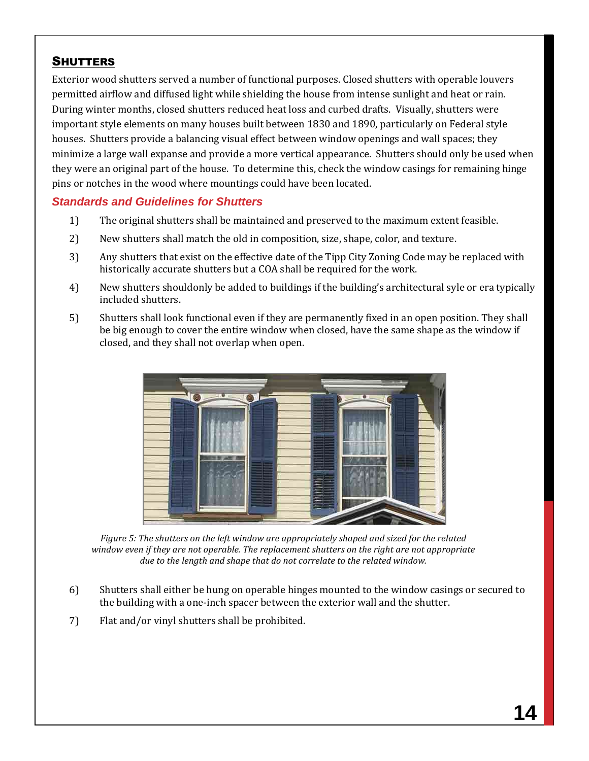## Shutters

Exterior wood shutters served a number of functional purposes. Closed shutters with operable louvers permitted airflow and diffused light while shielding the house from intense sunlight and heat or rain. During winter months, closed shutters reduced heat loss and curbed drafts. Visually, shutters were important style elements on many houses built between 1830 and 1890, particularly on Federal style houses. Shutters provide a balancing visual effect between window openings and wall spaces; they minimize a large wall expanse and provide a more vertical appearance. Shutters should only be used when they were an original part of the house. To determine this, check the window casings for remaining hinge pins or notches in the wood where mountings could have been located.

### *Standards and Guidelines for Shutters*

1) The original shutters shall be maintained and preserved to the maximum extent feasible.
2) New shutters shall match the old in composition, size, shape, color, and texture.
3) Any shutters that exist on the effective date of the Tipp City Zoning Code may be replaced with historically accurate shutters but a COA shall be required for the work.
4) New shutters shouldonly be added to buildings if the building's architectural syle or era typically included shutters.
5) Shutters shall look functional even if they are permanently fixed in an open position. They shall be big enough to cover the entire window when closed, have the same shape as the window if closed, and they shall not overlap when open.

*Figure 5: The shutters on the left window are appropriately shaped and sized for the related window even if they are not operable. The replacement shutters on the right are not appropriate due to the length and shape that do not correlate to the related window.*

6) Shutters shall either be hung on operable hinges mounted to the window casings or secured to the building with a one-inch spacer between the exterior wall and the shutter.
7) Flat and/or vinyl shutters shall be prohibited.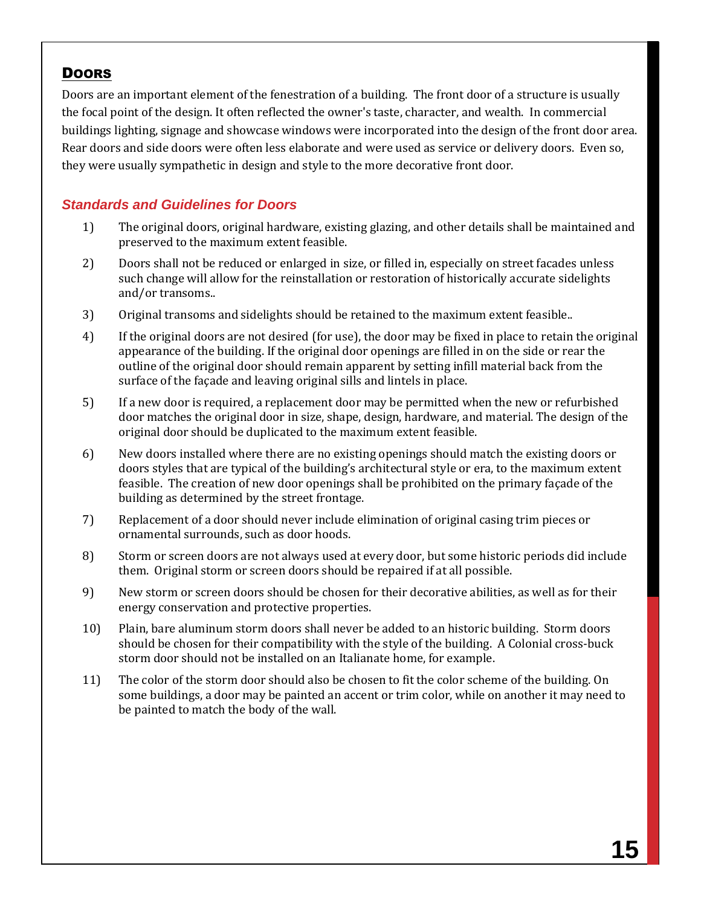## DOORS

Doors are an important element of the fenestration of a building. The front door of a structure is usually the focal point of the design. It often reflected the owner's taste, character, and wealth. In commercial buildings lighting, signage and showcase windows were incorporated into the design of the front door area. Rear doors and side doors were often less elaborate and were used as service or delivery doors. Even so, they were usually sympathetic in design and style to the more decorative front door.

### *Standards and Guidelines for Doors*

1) The original doors, original hardware, existing glazing, and other details shall be maintained and preserved to the maximum extent feasible.

2) Doors shall not be reduced or enlarged in size, or filled in, especially on street facades unless such change will allow for the reinstallation or restoration of historically accurate sidelights and/or transoms..

3) Original transoms and sidelights should be retained to the maximum extent feasible..

4) If the original doors are not desired (for use), the door may be fixed in place to retain the original appearance of the building. If the original door openings are filled in on the side or rear the outline of the original door should remain apparent by setting infill material back from the surface of the façade and leaving original sills and lintels in place.

5) If a new door is required, a replacement door may be permitted when the new or refurbished door matches the original door in size, shape, design, hardware, and material. The design of the original door should be duplicated to the maximum extent feasible.

6) New doors installed where there are no existing openings should match the existing doors or doors styles that are typical of the building's architectural style or era, to the maximum extent feasible. The creation of new door openings shall be prohibited on the primary façade of the building as determined by the street frontage.

7) Replacement of a door should never include elimination of original casing trim pieces or ornamental surrounds, such as door hoods.

8) Storm or screen doors are not always used at every door, but some historic periods did include them. Original storm or screen doors should be repaired if at all possible.

9) New storm or screen doors should be chosen for their decorative abilities, as well as for their energy conservation and protective properties.

10) Plain, bare aluminum storm doors shall never be added to an historic building. Storm doors should be chosen for their compatibility with the style of the building. A Colonial cross-buck storm door should not be installed on an Italianate home, for example.

11) The color of the storm door should also be chosen to fit the color scheme of the building. On some buildings, a door may be painted an accent or trim color, while on another it may need to be painted to match the body of the wall.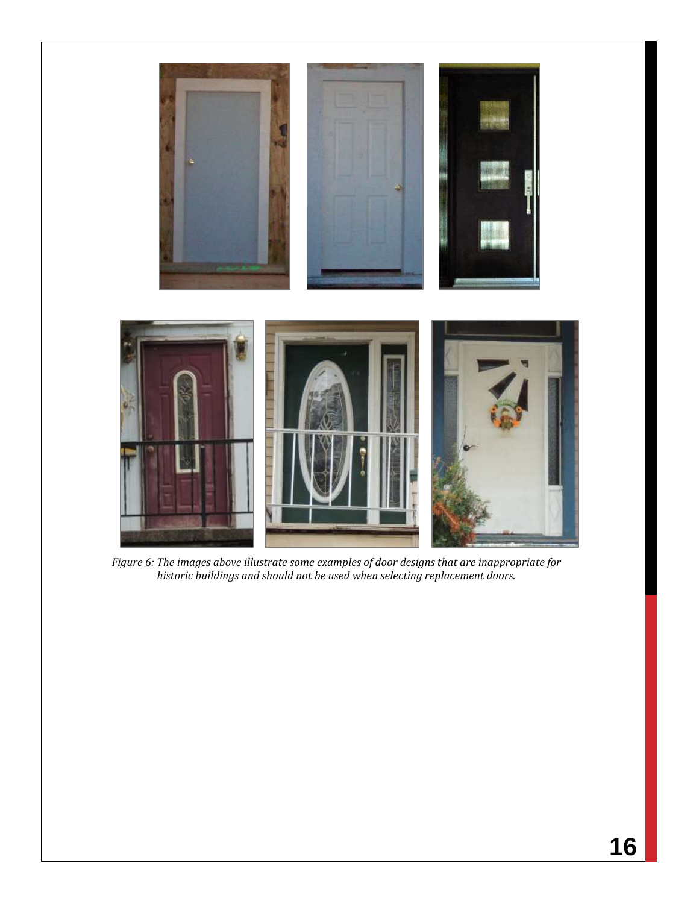*Figure 6: The images above illustrate some examples of door designs that are inappropriate for historic buildings and should not be used when selecting replacement doors.*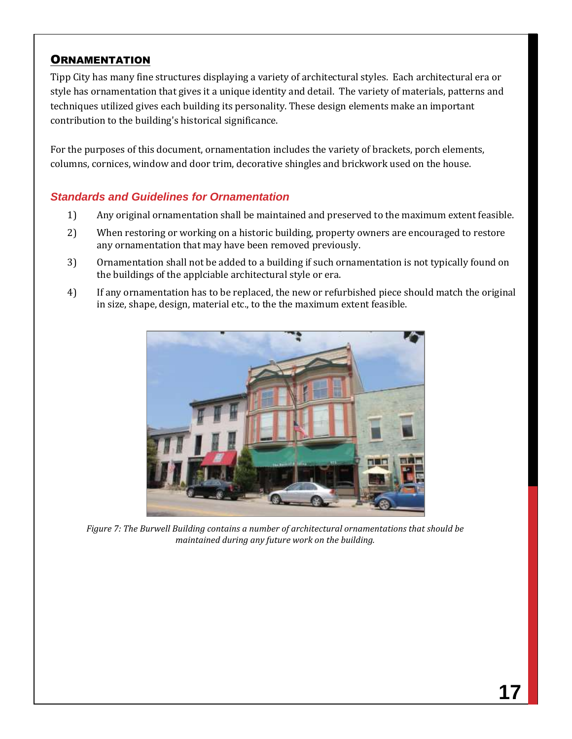## Ornamentation

Tipp City has many fine structures displaying a variety of architectural styles. Each architectural era or style has ornamentation that gives it a unique identity and detail. The variety of materials, patterns and techniques utilized gives each building its personality. These design elements make an important contribution to the building's historical significance.

For the purposes of this document, ornamentation includes the variety of brackets, porch elements, columns, cornices, window and door trim, decorative shingles and brickwork used on the house.

### *Standards and Guidelines for Ornamentation*

1) Any original ornamentation shall be maintained and preserved to the maximum extent feasible.
2) When restoring or working on a historic building, property owners are encouraged to restore any ornamentation that may have been removed previously.
3) Ornamentation shall not be added to a building if such ornamentation is not typically found on the buildings of the applciable architectural style or era.
4) If any ornamentation has to be replaced, the new or refurbished piece should match the original in size, shape, design, material etc., to the the maximum extent feasible.

*Figure 7: The Burwell Building contains a number of architectural ornamentations that should be maintained during any future work on the building.*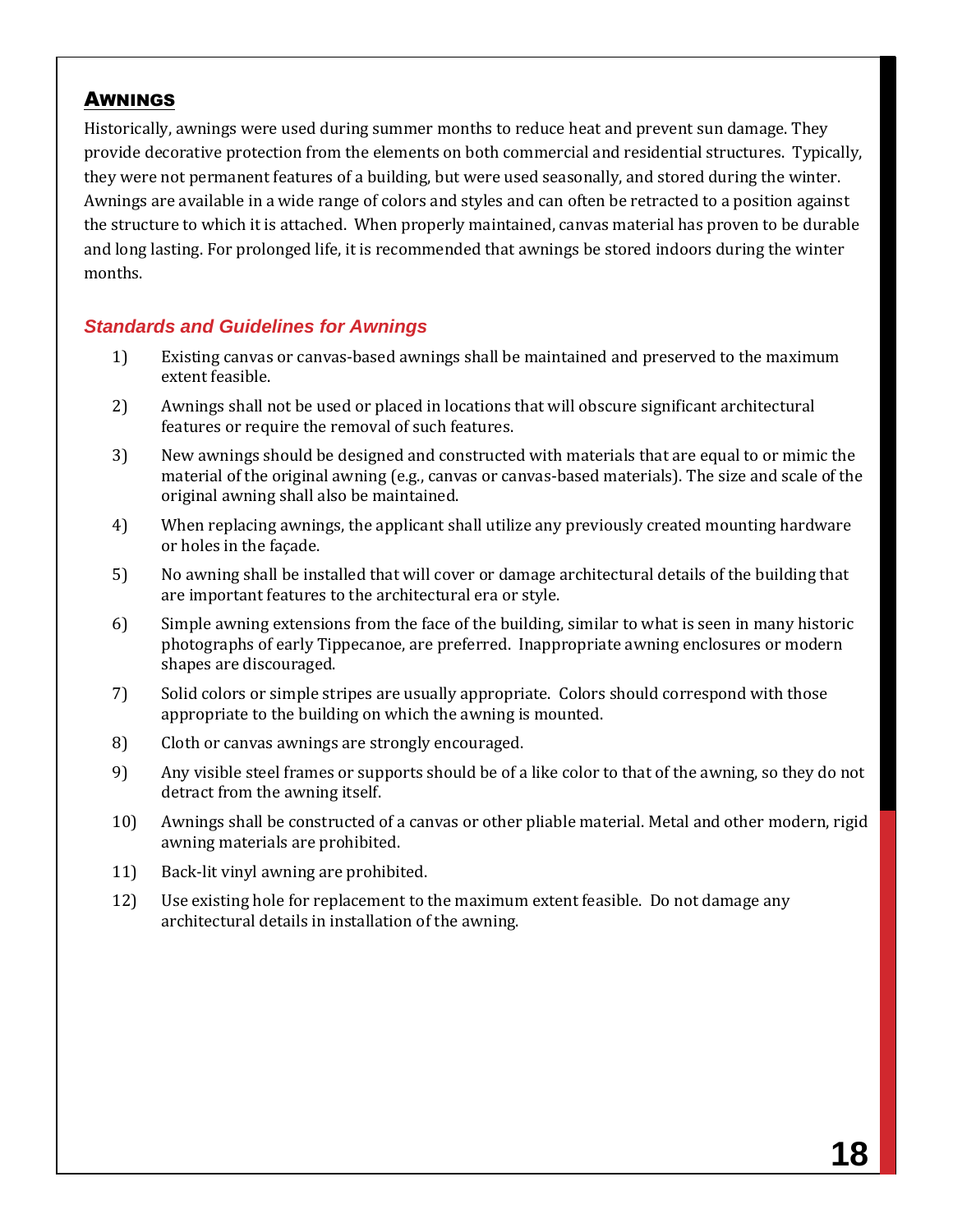## AWNINGS

Historically, awnings were used during summer months to reduce heat and prevent sun damage. They provide decorative protection from the elements on both commercial and residential structures. Typically, they were not permanent features of a building, but were used seasonally, and stored during the winter. Awnings are available in a wide range of colors and styles and can often be retracted to a position against the structure to which it is attached. When properly maintained, canvas material has proven to be durable and long lasting. For prolonged life, it is recommended that awnings be stored indoors during the winter months.

### *Standards and Guidelines for Awnings*

1) Existing canvas or canvas-based awnings shall be maintained and preserved to the maximum extent feasible.
2) Awnings shall not be used or placed in locations that will obscure significant architectural features or require the removal of such features.
3) New awnings should be designed and constructed with materials that are equal to or mimic the material of the original awning (e.g., canvas or canvas-based materials). The size and scale of the original awning shall also be maintained.
4) When replacing awnings, the applicant shall utilize any previously created mounting hardware or holes in the façade.
5) No awning shall be installed that will cover or damage architectural details of the building that are important features to the architectural era or style.
6) Simple awning extensions from the face of the building, similar to what is seen in many historic photographs of early Tippecanoe, are preferred. Inappropriate awning enclosures or modern shapes are discouraged.
7) Solid colors or simple stripes are usually appropriate. Colors should correspond with those appropriate to the building on which the awning is mounted.
8) Cloth or canvas awnings are strongly encouraged.
9) Any visible steel frames or supports should be of a like color to that of the awning, so they do not detract from the awning itself.
10) Awnings shall be constructed of a canvas or other pliable material. Metal and other modern, rigid awning materials are prohibited.
11) Back-lit vinyl awning are prohibited.
12) Use existing hole for replacement to the maximum extent feasible. Do not damage any architectural details in installation of the awning.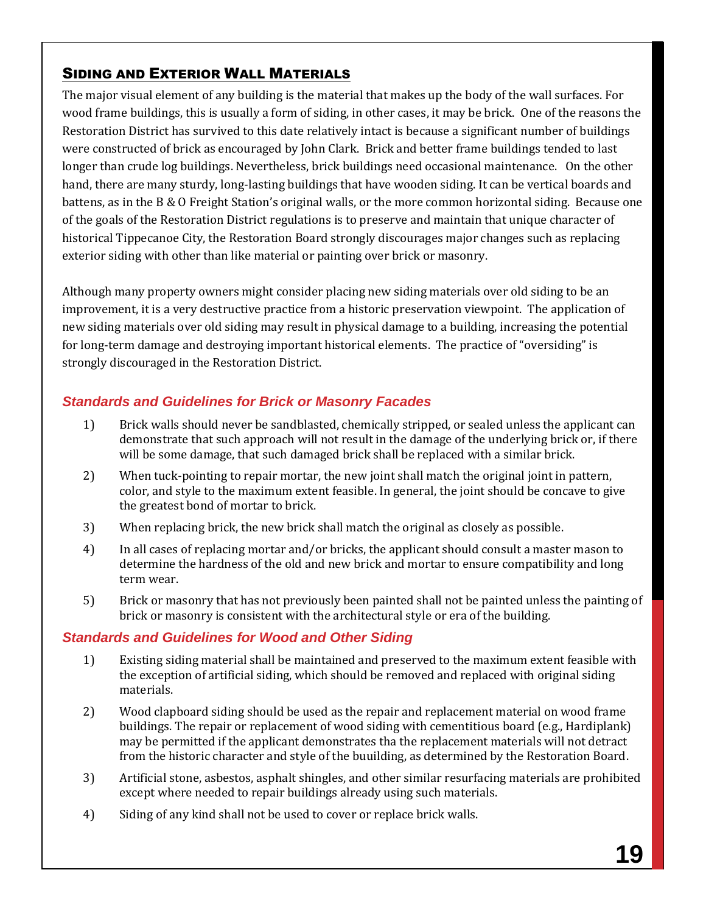## Siding and Exterior Wall Materials

The major visual element of any building is the material that makes up the body of the wall surfaces. For wood frame buildings, this is usually a form of siding, in other cases, it may be brick. One of the reasons the Restoration District has survived to this date relatively intact is because a significant number of buildings were constructed of brick as encouraged by John Clark. Brick and better frame buildings tended to last longer than crude log buildings. Nevertheless, brick buildings need occasional maintenance. On the other hand, there are many sturdy, long-lasting buildings that have wooden siding. It can be vertical boards and battens, as in the B & O Freight Station's original walls, or the more common horizontal siding. Because one of the goals of the Restoration District regulations is to preserve and maintain that unique character of historical Tippecanoe City, the Restoration Board strongly discourages major changes such as replacing exterior siding with other than like material or painting over brick or masonry.

Although many property owners might consider placing new siding materials over old siding to be an improvement, it is a very destructive practice from a historic preservation viewpoint. The application of new siding materials over old siding may result in physical damage to a building, increasing the potential for long-term damage and destroying important historical elements. The practice of "oversiding" is strongly discouraged in the Restoration District.

### *Standards and Guidelines for Brick or Masonry Facades*

1) Brick walls should never be sandblasted, chemically stripped, or sealed unless the applicant can demonstrate that such approach will not result in the damage of the underlying brick or, if there will be some damage, that such damaged brick shall be replaced with a similar brick.
2) When tuck-pointing to repair mortar, the new joint shall match the original joint in pattern, color, and style to the maximum extent feasible. In general, the joint should be concave to give the greatest bond of mortar to brick.
3) When replacing brick, the new brick shall match the original as closely as possible.
4) In all cases of replacing mortar and/or bricks, the applicant should consult a master mason to determine the hardness of the old and new brick and mortar to ensure compatibility and long term wear.
5) Brick or masonry that has not previously been painted shall not be painted unless the painting of brick or masonry is consistent with the architectural style or era of the building.

### *Standards and Guidelines for Wood and Other Siding*

1) Existing siding material shall be maintained and preserved to the maximum extent feasible with the exception of artificial siding, which should be removed and replaced with original siding materials.
2) Wood clapboard siding should be used as the repair and replacement material on wood frame buildings. The repair or replacement of wood siding with cementitious board (e.g., Hardiplank) may be permitted if the applicant demonstrates tha the replacement materials will not detract from the historic character and style of the buuilding, as determined by the Restoration Board.
3) Artificial stone, asbestos, asphalt shingles, and other similar resurfacing materials are prohibited except where needed to repair buildings already using such materials.
4) Siding of any kind shall not be used to cover or replace brick walls.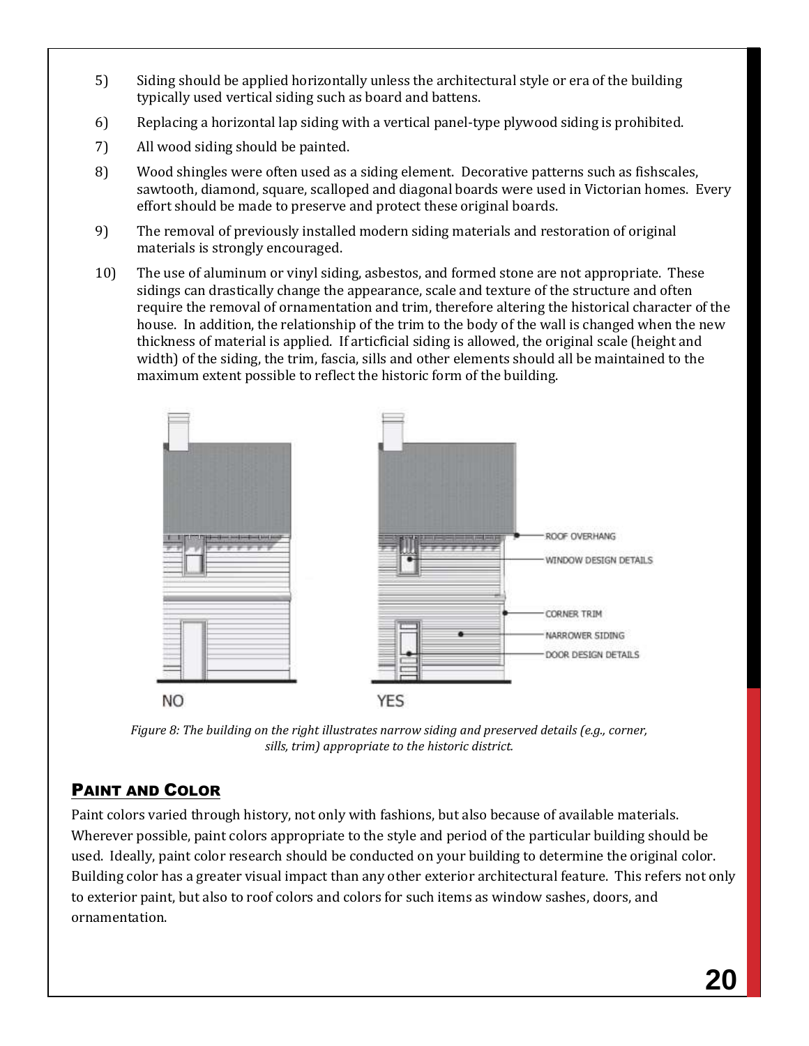5) Siding should be applied horizontally unless the architectural style or era of the building typically used vertical siding such as board and battens.

6) Replacing a horizontal lap siding with a vertical panel-type plywood siding is prohibited.

7) All wood siding should be painted.

8) Wood shingles were often used as a siding element. Decorative patterns such as fishscales, sawtooth, diamond, square, scalloped and diagonal boards were used in Victorian homes. Every effort should be made to preserve and protect these original boards.

9) The removal of previously installed modern siding materials and restoration of original materials is strongly encouraged.

10) The use of aluminum or vinyl siding, asbestos, and formed stone are not appropriate. These sidings can drastically change the appearance, scale and texture of the structure and often require the removal of ornamentation and trim, therefore altering the historical character of the house. In addition, the relationship of the trim to the body of the wall is changed when the new thickness of material is applied. If articficial siding is allowed, the original scale (height and width) of the siding, the trim, fascia, sills and other elements should all be maintained to the maximum extent possible to reflect the historic form of the building.

*Figure 8: The building on the right illustrates narrow siding and preserved details (e.g., corner, sills, trim) appropriate to the historic district.*

## Paint and Color

Paint colors varied through history, not only with fashions, but also because of available materials. Wherever possible, paint colors appropriate to the style and period of the particular building should be used. Ideally, paint color research should be conducted on your building to determine the original color. Building color has a greater visual impact than any other exterior architectural feature. This refers not only to exterior paint, but also to roof colors and colors for such items as window sashes, doors, and ornamentation.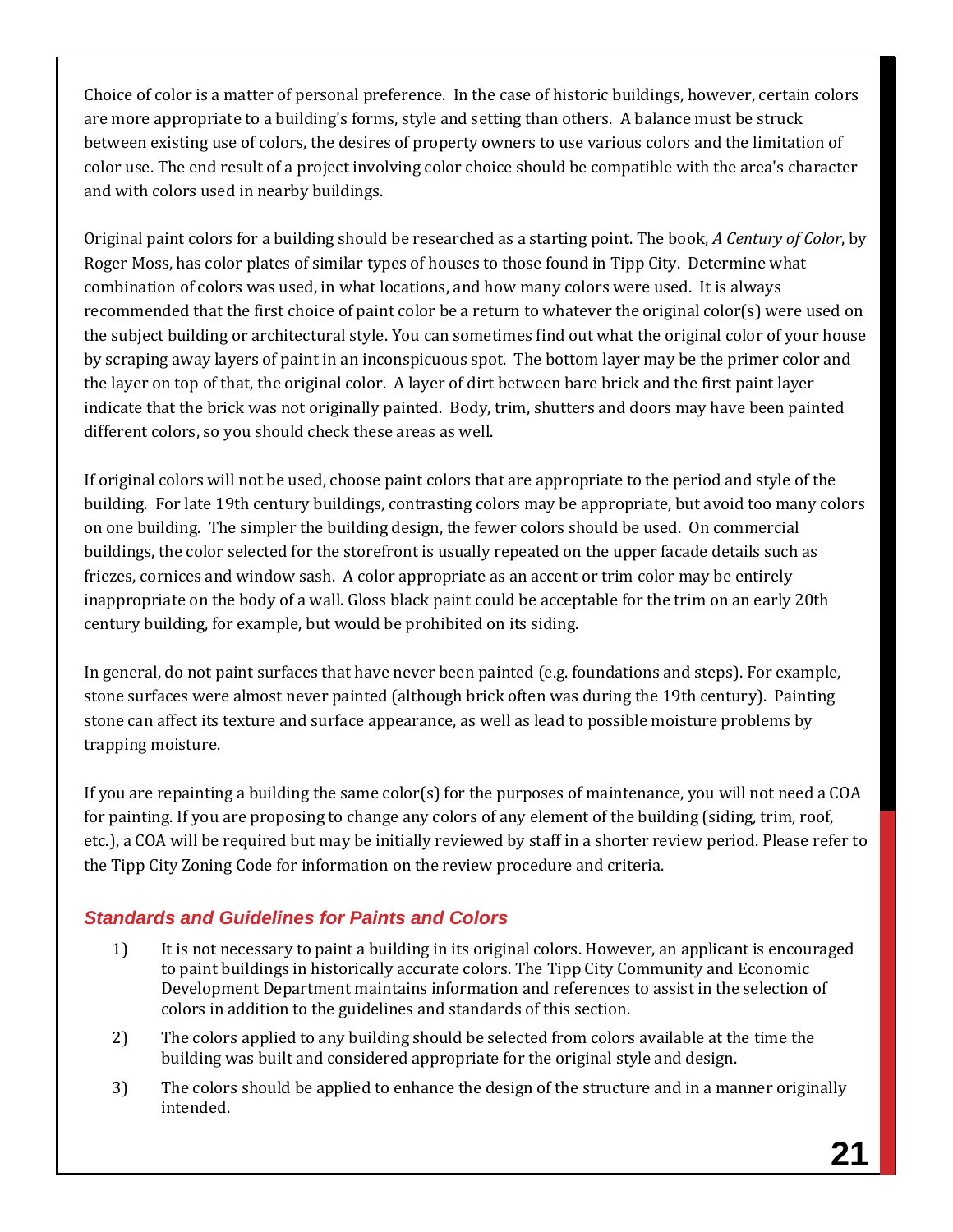Choice of color is a matter of personal preference. In the case of historic buildings, however, certain colors are more appropriate to a building's forms, style and setting than others. A balance must be struck between existing use of colors, the desires of property owners to use various colors and the limitation of color use. The end result of a project involving color choice should be compatible with the area's character and with colors used in nearby buildings.

Original paint colors for a building should be researched as a starting point. The book, *A Century of Color*, by Roger Moss, has color plates of similar types of houses to those found in Tipp City. Determine what combination of colors was used, in what locations, and how many colors were used. It is always recommended that the first choice of paint color be a return to whatever the original color(s) were used on the subject building or architectural style. You can sometimes find out what the original color of your house by scraping away layers of paint in an inconspicuous spot. The bottom layer may be the primer color and the layer on top of that, the original color. A layer of dirt between bare brick and the first paint layer indicate that the brick was not originally painted. Body, trim, shutters and doors may have been painted different colors, so you should check these areas as well.

If original colors will not be used, choose paint colors that are appropriate to the period and style of the building. For late 19th century buildings, contrasting colors may be appropriate, but avoid too many colors on one building. The simpler the building design, the fewer colors should be used. On commercial buildings, the color selected for the storefront is usually repeated on the upper facade details such as friezes, cornices and window sash. A color appropriate as an accent or trim color may be entirely inappropriate on the body of a wall. Gloss black paint could be acceptable for the trim on an early 20th century building, for example, but would be prohibited on its siding.

In general, do not paint surfaces that have never been painted (e.g. foundations and steps). For example, stone surfaces were almost never painted (although brick often was during the 19th century). Painting stone can affect its texture and surface appearance, as well as lead to possible moisture problems by trapping moisture.

If you are repainting a building the same color(s) for the purposes of maintenance, you will not need a COA for painting. If you are proposing to change any colors of any element of the building (siding, trim, roof, etc.), a COA will be required but may be initially reviewed by staff in a shorter review period. Please refer to the Tipp City Zoning Code for information on the review procedure and criteria.

### *Standards and Guidelines for Paints and Colors*

1) It is not necessary to paint a building in its original colors. However, an applicant is encouraged to paint buildings in historically accurate colors. The Tipp City Community and Economic Development Department maintains information and references to assist in the selection of colors in addition to the guidelines and standards of this section.
2) The colors applied to any building should be selected from colors available at the time the building was built and considered appropriate for the original style and design.
3) The colors should be applied to enhance the design of the structure and in a manner originally intended.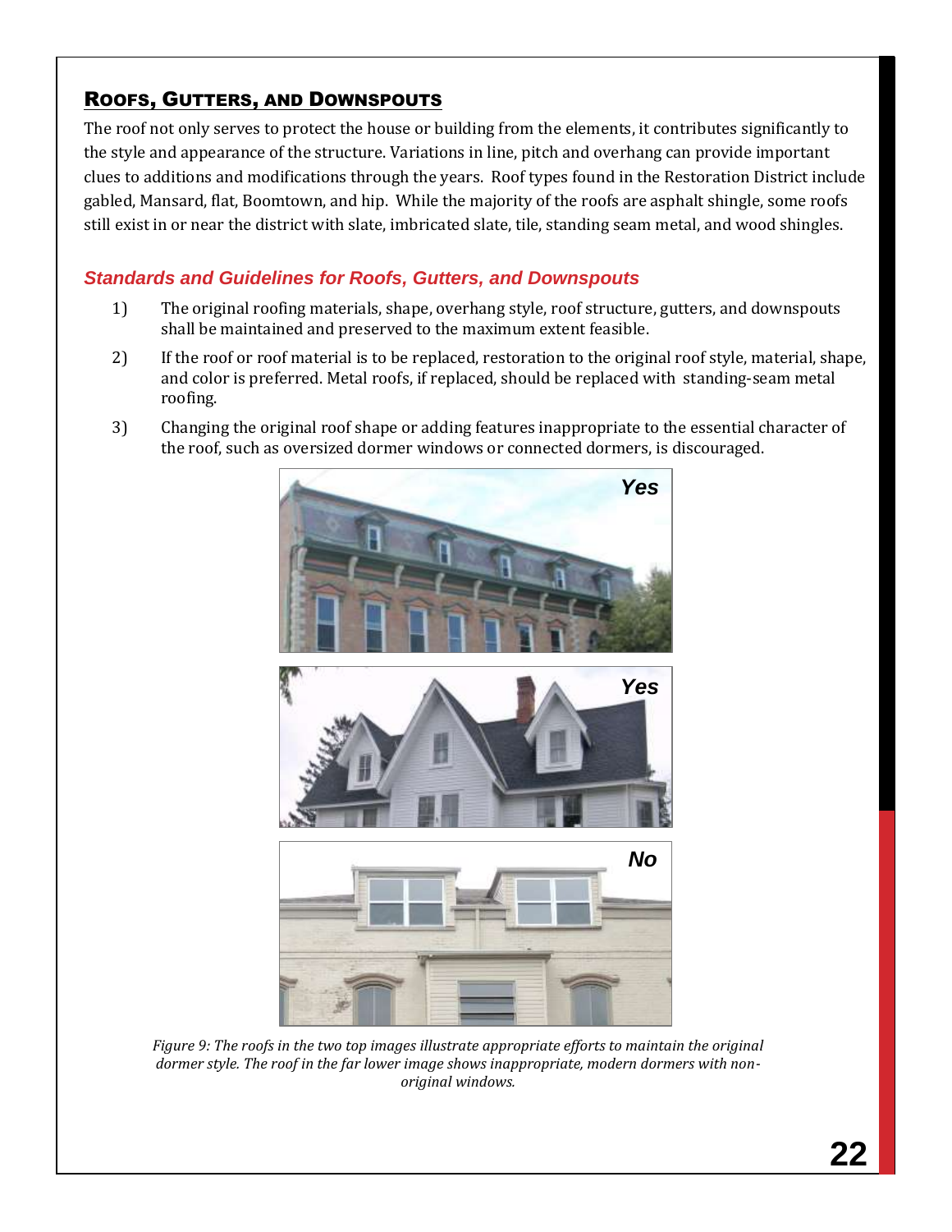## Roofs, Gutters, and Downspouts

The roof not only serves to protect the house or building from the elements, it contributes significantly to the style and appearance of the structure. Variations in line, pitch and overhang can provide important clues to additions and modifications through the years. Roof types found in the Restoration District include gabled, Mansard, flat, Boomtown, and hip. While the majority of the roofs are asphalt shingle, some roofs still exist in or near the district with slate, imbricated slate, tile, standing seam metal, and wood shingles.

### *Standards and Guidelines for Roofs, Gutters, and Downspouts*

1) The original roofing materials, shape, overhang style, roof structure, gutters, and downspouts shall be maintained and preserved to the maximum extent feasible.

2) If the roof or roof material is to be replaced, restoration to the original roof style, material, shape, and color is preferred. Metal roofs, if replaced, should be replaced with standing-seam metal roofing.

3) Changing the original roof shape or adding features inappropriate to the essential character of the roof, such as oversized dormer windows or connected dormers, is discouraged.

*Figure 9: The roofs in the two top images illustrate appropriate efforts to maintain the original dormer style. The roof in the far lower image shows inappropriate, modern dormers with non-original windows.*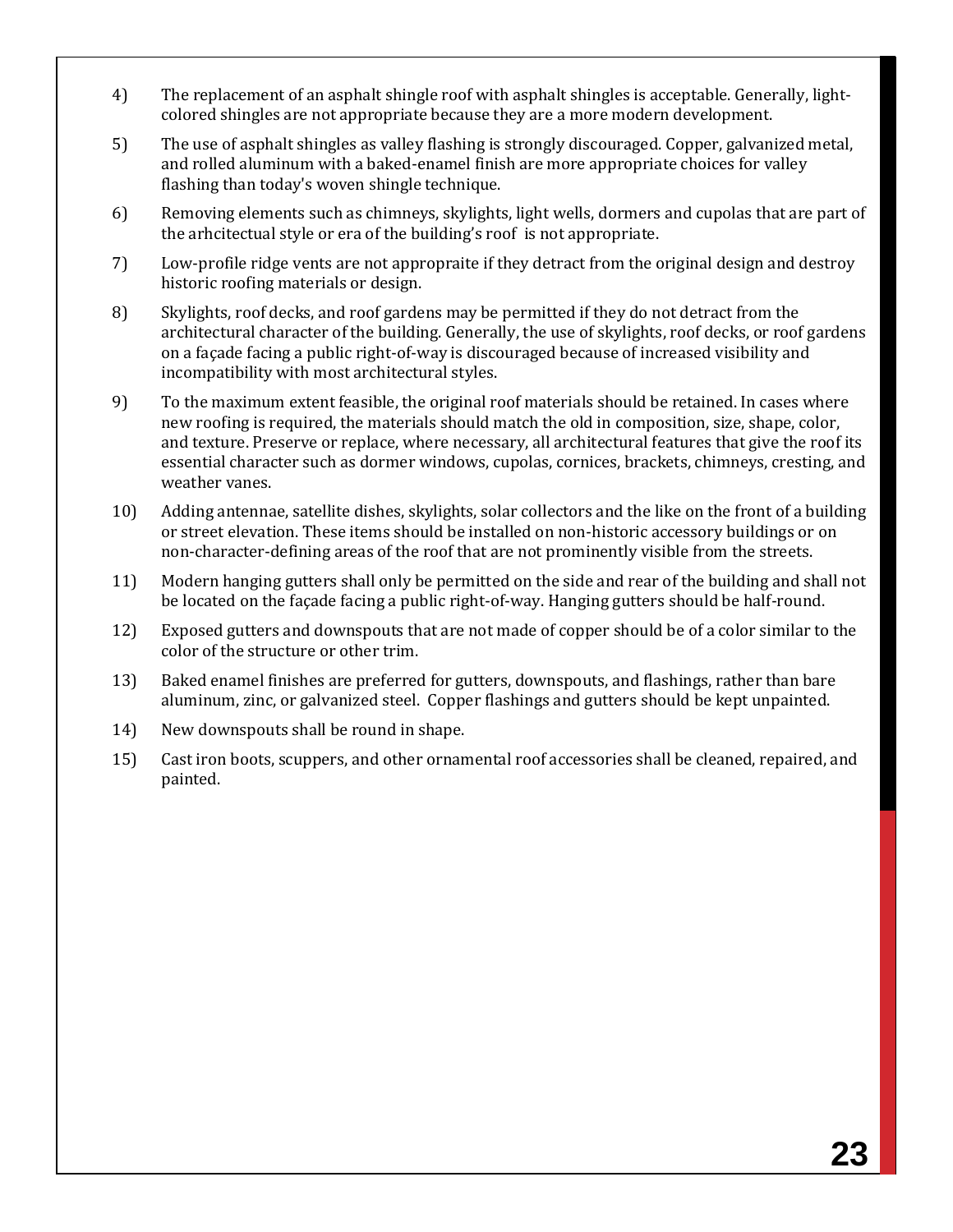4) The replacement of an asphalt shingle roof with asphalt shingles is acceptable. Generally, light-colored shingles are not appropriate because they are a more modern development.

5) The use of asphalt shingles as valley flashing is strongly discouraged. Copper, galvanized metal, and rolled aluminum with a baked-enamel finish are more appropriate choices for valley flashing than today's woven shingle technique.

6) Removing elements such as chimneys, skylights, light wells, dormers and cupolas that are part of the arhcitectual style or era of the building's roof is not appropriate.

7) Low-profile ridge vents are not appropraite if they detract from the original design and destroy historic roofing materials or design.

8) Skylights, roof decks, and roof gardens may be permitted if they do not detract from the architectural character of the building. Generally, the use of skylights, roof decks, or roof gardens on a façade facing a public right-of-way is discouraged because of increased visibility and incompatibility with most architectural styles.

9) To the maximum extent feasible, the original roof materials should be retained. In cases where new roofing is required, the materials should match the old in composition, size, shape, color, and texture. Preserve or replace, where necessary, all architectural features that give the roof its essential character such as dormer windows, cupolas, cornices, brackets, chimneys, cresting, and weather vanes.

10) Adding antennae, satellite dishes, skylights, solar collectors and the like on the front of a building or street elevation. These items should be installed on non-historic accessory buildings or on non-character-defining areas of the roof that are not prominently visible from the streets.

11) Modern hanging gutters shall only be permitted on the side and rear of the building and shall not be located on the façade facing a public right-of-way. Hanging gutters should be half-round.

12) Exposed gutters and downspouts that are not made of copper should be of a color similar to the color of the structure or other trim.

13) Baked enamel finishes are preferred for gutters, downspouts, and flashings, rather than bare aluminum, zinc, or galvanized steel. Copper flashings and gutters should be kept unpainted.

14) New downspouts shall be round in shape.

15) Cast iron boots, scuppers, and other ornamental roof accessories shall be cleaned, repaired, and painted.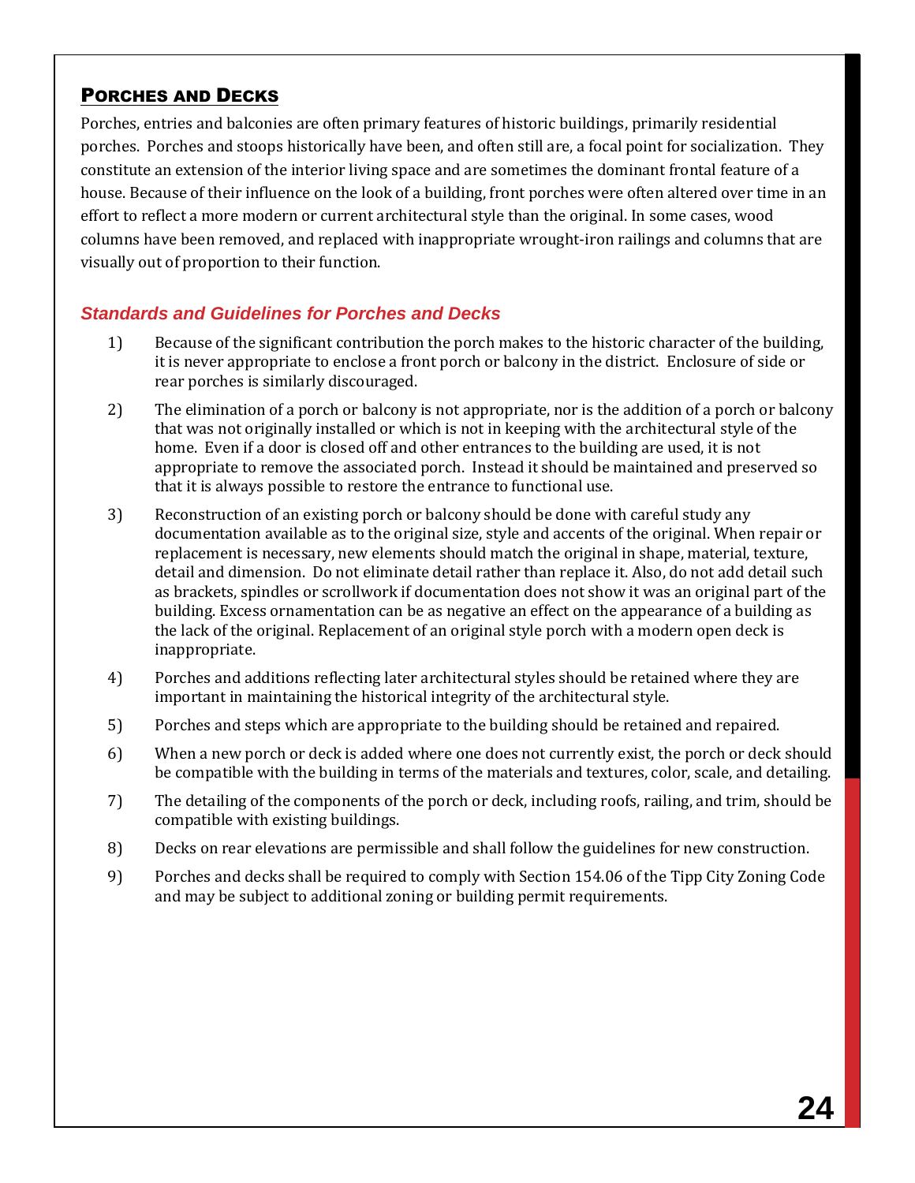## Porches and Decks

Porches, entries and balconies are often primary features of historic buildings, primarily residential porches. Porches and stoops historically have been, and often still are, a focal point for socialization. They constitute an extension of the interior living space and are sometimes the dominant frontal feature of a house. Because of their influence on the look of a building, front porches were often altered over time in an effort to reflect a more modern or current architectural style than the original. In some cases, wood columns have been removed, and replaced with inappropriate wrought-iron railings and columns that are visually out of proportion to their function.

### *Standards and Guidelines for Porches and Decks*

1) Because of the significant contribution the porch makes to the historic character of the building, it is never appropriate to enclose a front porch or balcony in the district. Enclosure of side or rear porches is similarly discouraged.

2) The elimination of a porch or balcony is not appropriate, nor is the addition of a porch or balcony that was not originally installed or which is not in keeping with the architectural style of the home. Even if a door is closed off and other entrances to the building are used, it is not appropriate to remove the associated porch. Instead it should be maintained and preserved so that it is always possible to restore the entrance to functional use.

3) Reconstruction of an existing porch or balcony should be done with careful study any documentation available as to the original size, style and accents of the original. When repair or replacement is necessary, new elements should match the original in shape, material, texture, detail and dimension. Do not eliminate detail rather than replace it. Also, do not add detail such as brackets, spindles or scrollwork if documentation does not show it was an original part of the building. Excess ornamentation can be as negative an effect on the appearance of a building as the lack of the original. Replacement of an original style porch with a modern open deck is inappropriate.

4) Porches and additions reflecting later architectural styles should be retained where they are important in maintaining the historical integrity of the architectural style.

5) Porches and steps which are appropriate to the building should be retained and repaired.

6) When a new porch or deck is added where one does not currently exist, the porch or deck should be compatible with the building in terms of the materials and textures, color, scale, and detailing.

7) The detailing of the components of the porch or deck, including roofs, railing, and trim, should be compatible with existing buildings.

8) Decks on rear elevations are permissible and shall follow the guidelines for new construction.

9) Porches and decks shall be required to comply with Section 154.06 of the Tipp City Zoning Code and may be subject to additional zoning or building permit requirements.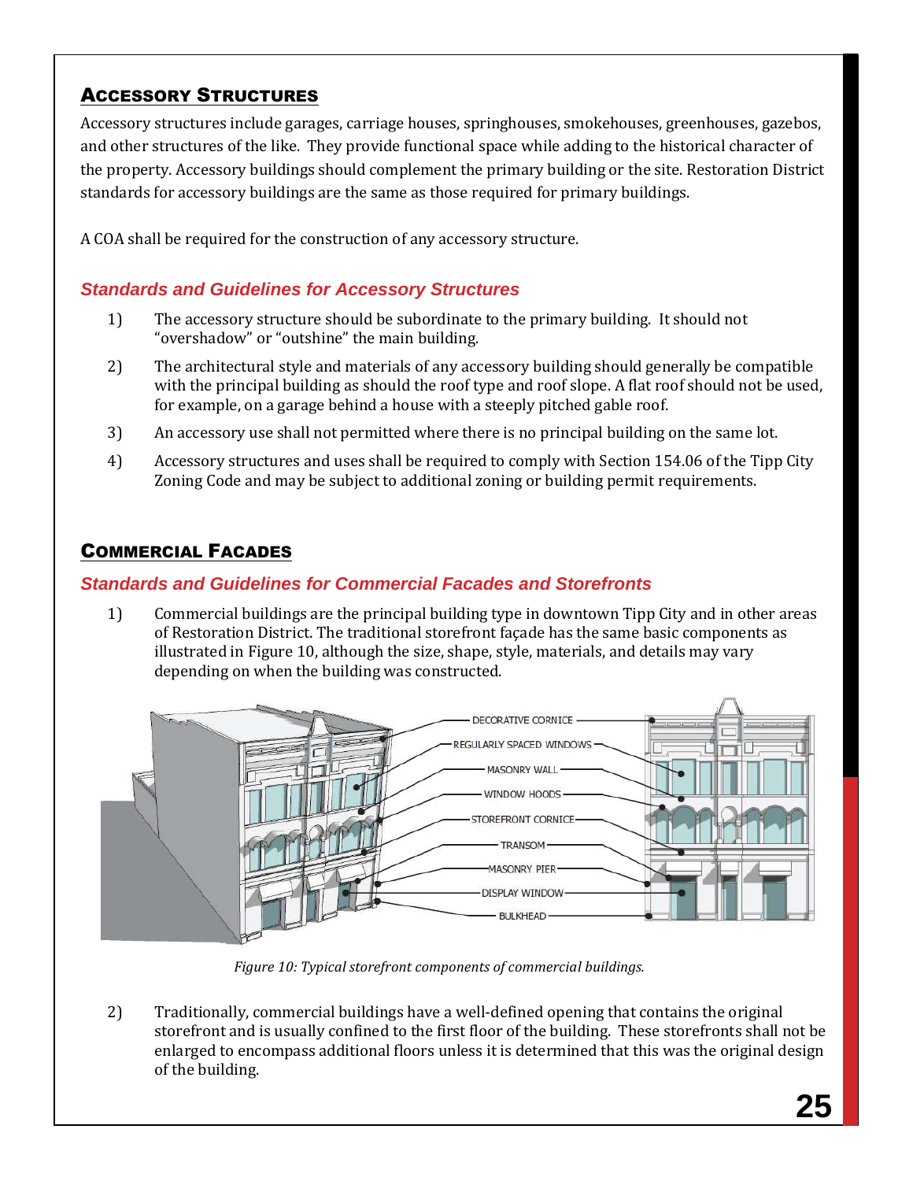## Accessory Structures

Accessory structures include garages, carriage houses, springhouses, smokehouses, greenhouses, gazebos, and other structures of the like. They provide functional space while adding to the historical character of the property. Accessory buildings should complement the primary building or the site. Restoration District standards for accessory buildings are the same as those required for primary buildings.

A COA shall be required for the construction of any accessory structure.

### *Standards and Guidelines for Accessory Structures*

1) The accessory structure should be subordinate to the primary building. It should not "overshadow" or "outshine" the main building.

2) The architectural style and materials of any accessory building should generally be compatible with the principal building as should the roof type and roof slope. A flat roof should not be used, for example, on a garage behind a house with a steeply pitched gable roof.

3) An accessory use shall not permitted where there is no principal building on the same lot.

4) Accessory structures and uses shall be required to comply with Section 154.06 of the Tipp City Zoning Code and may be subject to additional zoning or building permit requirements.

## Commercial Facades

### *Standards and Guidelines for Commercial Facades and Storefronts*

1) Commercial buildings are the principal building type in downtown Tipp City and in other areas of Restoration District. The traditional storefront façade has the same basic components as illustrated in Figure 10, although the size, shape, style, materials, and details may vary depending on when the building was constructed.

DECORATIVE CORNICE
REGULARLY SPACED WINDOWS
MASONRY WALL
WINDOW HOODS
STOREFRONT CORNICE
TRANSOM
MASONRY PIER
DISPLAY WINDOW
BULKHEAD

*Figure 10: Typical storefront components of commercial buildings.*

2) Traditionally, commercial buildings have a well-defined opening that contains the original storefront and is usually confined to the first floor of the building. These storefronts shall not be enlarged to encompass additional floors unless it is determined that this was the original design of the building.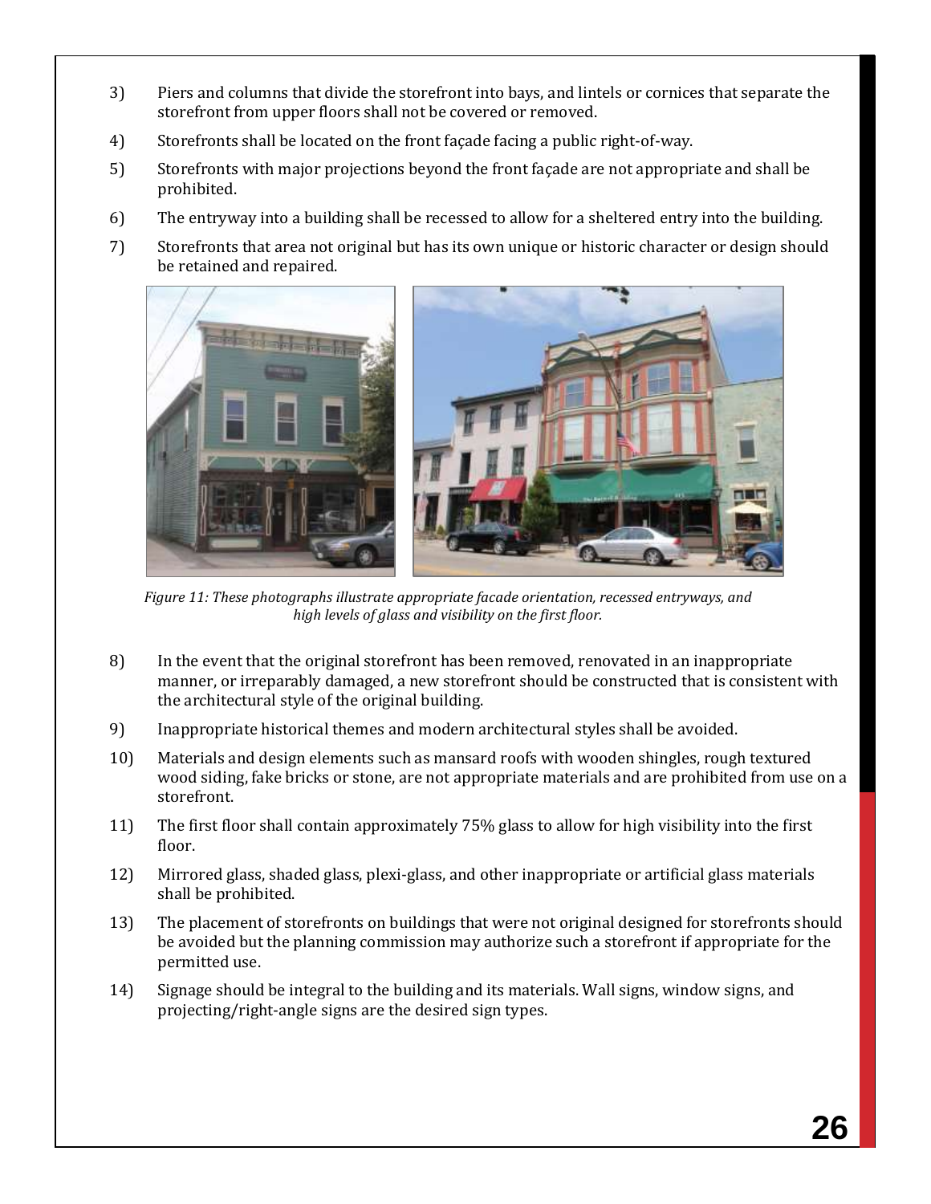3) Piers and columns that divide the storefront into bays, and lintels or cornices that separate the storefront from upper floors shall not be covered or removed.

4) Storefronts shall be located on the front façade facing a public right-of-way.

5) Storefronts with major projections beyond the front façade are not appropriate and shall be prohibited.

6) The entryway into a building shall be recessed to allow for a sheltered entry into the building.

7) Storefronts that area not original but has its own unique or historic character or design should be retained and repaired.

*Figure 11: These photographs illustrate appropriate facade orientation, recessed entryways, and high levels of glass and visibility on the first floor.*

8) In the event that the original storefront has been removed, renovated in an inappropriate manner, or irreparably damaged, a new storefront should be constructed that is consistent with the architectural style of the original building.

9) Inappropriate historical themes and modern architectural styles shall be avoided.

10) Materials and design elements such as mansard roofs with wooden shingles, rough textured wood siding, fake bricks or stone, are not appropriate materials and are prohibited from use on a storefront.

11) The first floor shall contain approximately 75% glass to allow for high visibility into the first floor.

12) Mirrored glass, shaded glass, plexi-glass, and other inappropriate or artificial glass materials shall be prohibited.

13) The placement of storefronts on buildings that were not original designed for storefronts should be avoided but the planning commission may authorize such a storefront if appropriate for the permitted use.

14) Signage should be integral to the building and its materials. Wall signs, window signs, and projecting/right-angle signs are the desired sign types.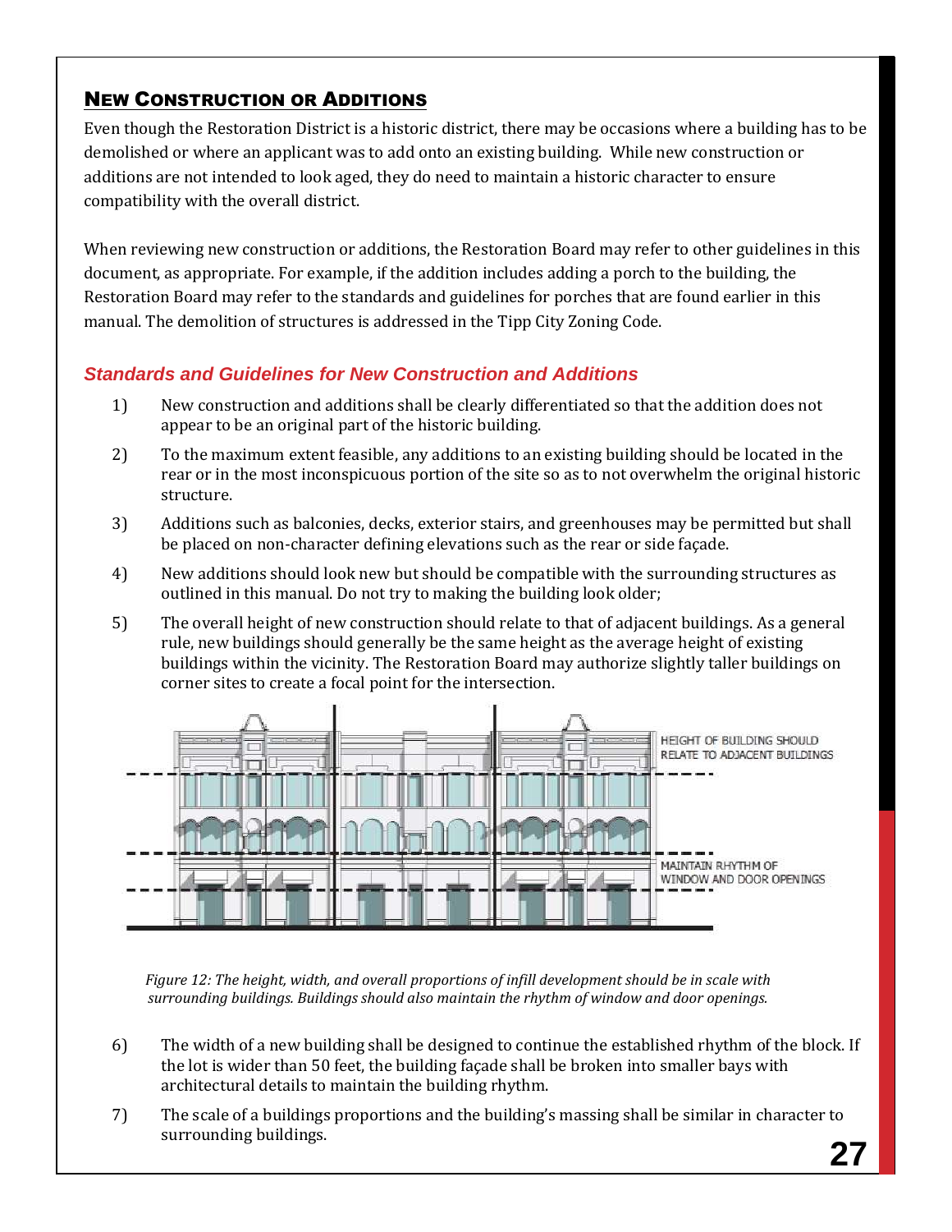## New Construction or Additions

Even though the Restoration District is a historic district, there may be occasions where a building has to be demolished or where an applicant was to add onto an existing building. While new construction or additions are not intended to look aged, they do need to maintain a historic character to ensure compatibility with the overall district.

When reviewing new construction or additions, the Restoration Board may refer to other guidelines in this document, as appropriate. For example, if the addition includes adding a porch to the building, the Restoration Board may refer to the standards and guidelines for porches that are found earlier in this manual. The demolition of structures is addressed in the Tipp City Zoning Code.

### *Standards and Guidelines for New Construction and Additions*

1) New construction and additions shall be clearly differentiated so that the addition does not appear to be an original part of the historic building.
2) To the maximum extent feasible, any additions to an existing building should be located in the rear or in the most inconspicuous portion of the site so as to not overwhelm the original historic structure.
3) Additions such as balconies, decks, exterior stairs, and greenhouses may be permitted but shall be placed on non-character defining elevations such as the rear or side façade.
4) New additions should look new but should be compatible with the surrounding structures as outlined in this manual. Do not try to making the building look older;
5) The overall height of new construction should relate to that of adjacent buildings. As a general rule, new buildings should generally be the same height as the average height of existing buildings within the vicinity. The Restoration Board may authorize slightly taller buildings on corner sites to create a focal point for the intersection.

HEIGHT OF BUILDING SHOULD RELATE TO ADJACENT BUILDINGS

MAINTAIN RHYTHM OF WINDOW AND DOOR OPENINGS

*Figure 12: The height, width, and overall proportions of infill development should be in scale with surrounding buildings. Buildings should also maintain the rhythm of window and door openings.*

6) The width of a new building shall be designed to continue the established rhythm of the block. If the lot is wider than 50 feet, the building façade shall be broken into smaller bays with architectural details to maintain the building rhythm.
7) The scale of a buildings proportions and the building's massing shall be similar in character to surrounding buildings.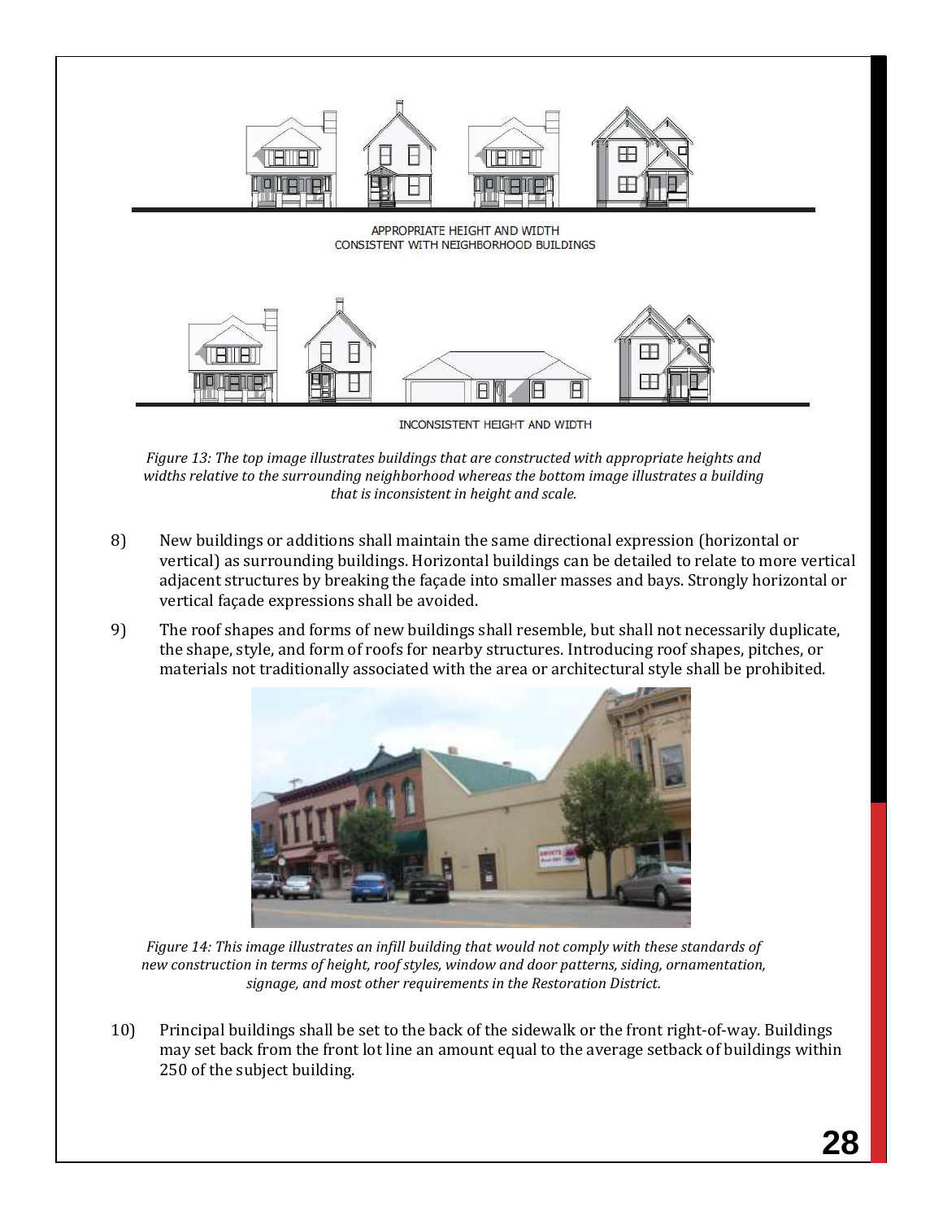APPROPRIATE HEIGHT AND WIDTH
CONSISTENT WITH NEIGHBORHOOD BUILDINGS

INCONSISTENT HEIGHT AND WIDTH

*Figure 13: The top image illustrates buildings that are constructed with appropriate heights and widths relative to the surrounding neighborhood whereas the bottom image illustrates a building that is inconsistent in height and scale.*

8) New buildings or additions shall maintain the same directional expression (horizontal or vertical) as surrounding buildings. Horizontal buildings can be detailed to relate to more vertical adjacent structures by breaking the façade into smaller masses and bays. Strongly horizontal or vertical façade expressions shall be avoided.

9) The roof shapes and forms of new buildings shall resemble, but shall not necessarily duplicate, the shape, style, and form of roofs for nearby structures. Introducing roof shapes, pitches, or materials not traditionally associated with the area or architectural style shall be prohibited.

*Figure 14: This image illustrates an infill building that would not comply with these standards of new construction in terms of height, roof styles, window and door patterns, siding, ornamentation, signage, and most other requirements in the Restoration District.*

10) Principal buildings shall be set to the back of the sidewalk or the front right-of-way. Buildings may set back from the front lot line an amount equal to the average setback of buildings within 250 of the subject building.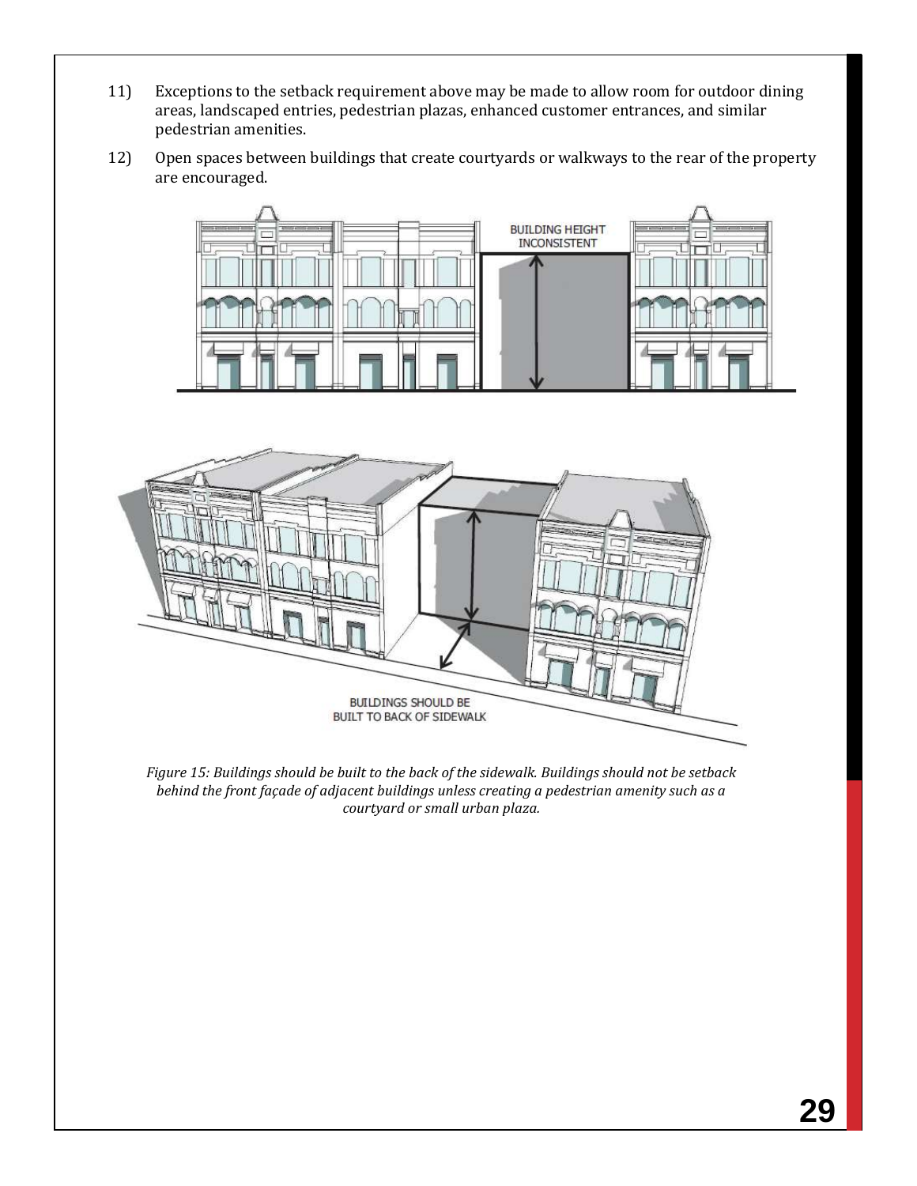11) Exceptions to the setback requirement above may be made to allow room for outdoor dining areas, landscaped entries, pedestrian plazas, enhanced customer entrances, and similar pedestrian amenities.

12) Open spaces between buildings that create courtyards or walkways to the rear of the property are encouraged.

BUILDING HEIGHT INCONSISTENT

BUILDINGS SHOULD BE BUILT TO BACK OF SIDEWALK

*Figure 15: Buildings should be built to the back of the sidewalk. Buildings should not be setback behind the front façade of adjacent buildings unless creating a pedestrian amenity such as a courtyard or small urban plaza.*